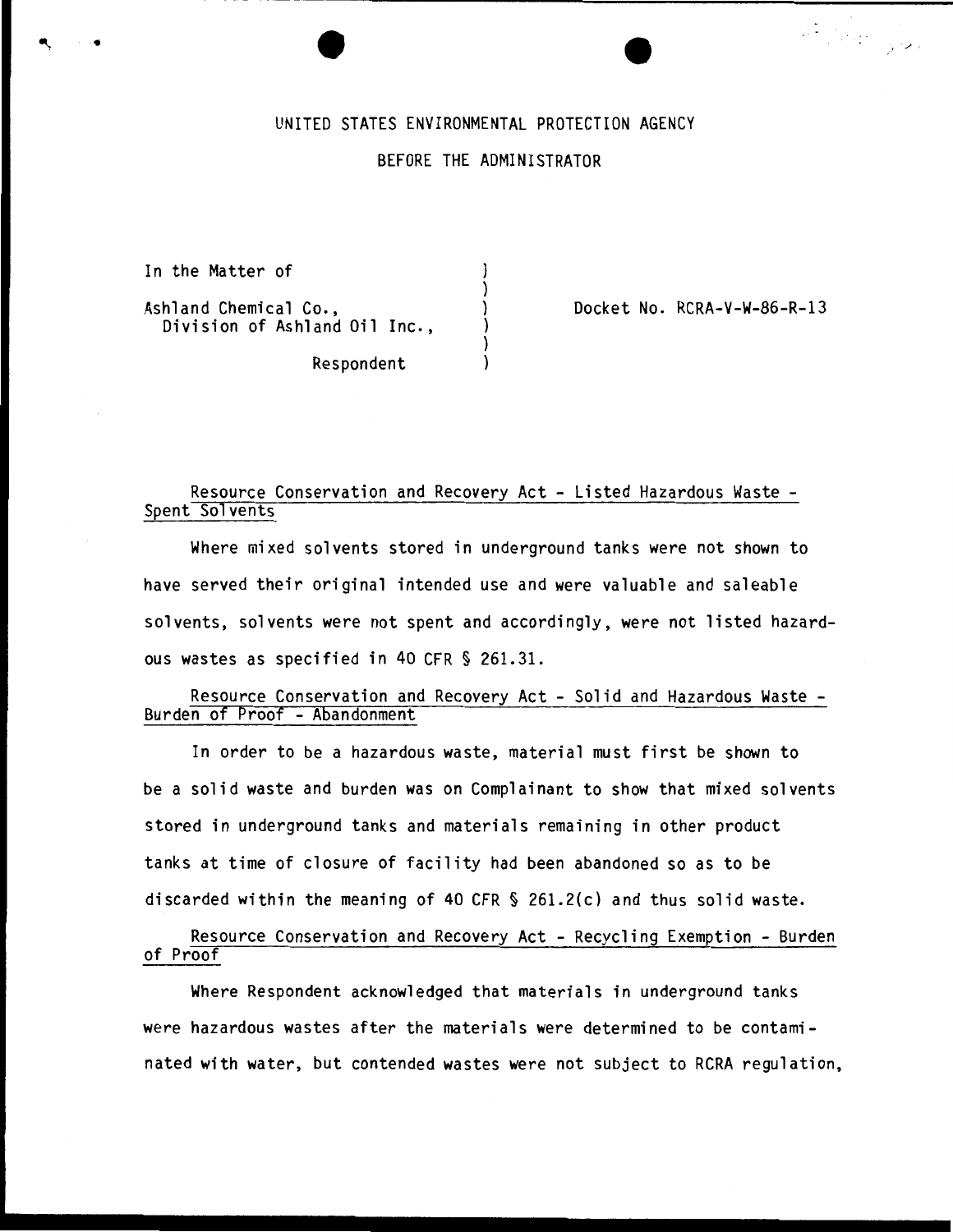UNITED STATES ENVIRONMENTAL PROTECTION AGENCY

BEFORE THE ADMINISTRATOR

In the Matter of

Ashland Chemical Co.,
Division of Ashland Oil Inc.,

Respondent

Docket No. RCRA-V-W-86-R-13

<u>Resource Conservation and Recovery Act - Listed Hazardous Waste - Spent Solvents</u>

Where mixed solvents stored in underground tanks were not shown to have served their original intended use and were valuable and saleable solvents, solvents were not spent and accordingly, were not listed hazardous wastes as specified in 40 CFR § 261.31.

<u>Resource Conservation and Recovery Act - Solid and Hazardous Waste - Burden of Proof - Abandonment</u>

In order to be a hazardous waste, material must first be shown to be a solid waste and burden was on Complainant to show that mixed solvents stored in underground tanks and materials remaining in other product tanks at time of closure of facility had been abandoned so as to be discarded within the meaning of 40 CFR § 261.2(c) and thus solid waste.

<u>Resource Conservation and Recovery Act - Recycling Exemption - Burden of Proof</u>

Where Respondent acknowledged that materials in underground tanks were hazardous wastes after the materials were determined to be contaminated with water, but contended wastes were not subject to RCRA regulation,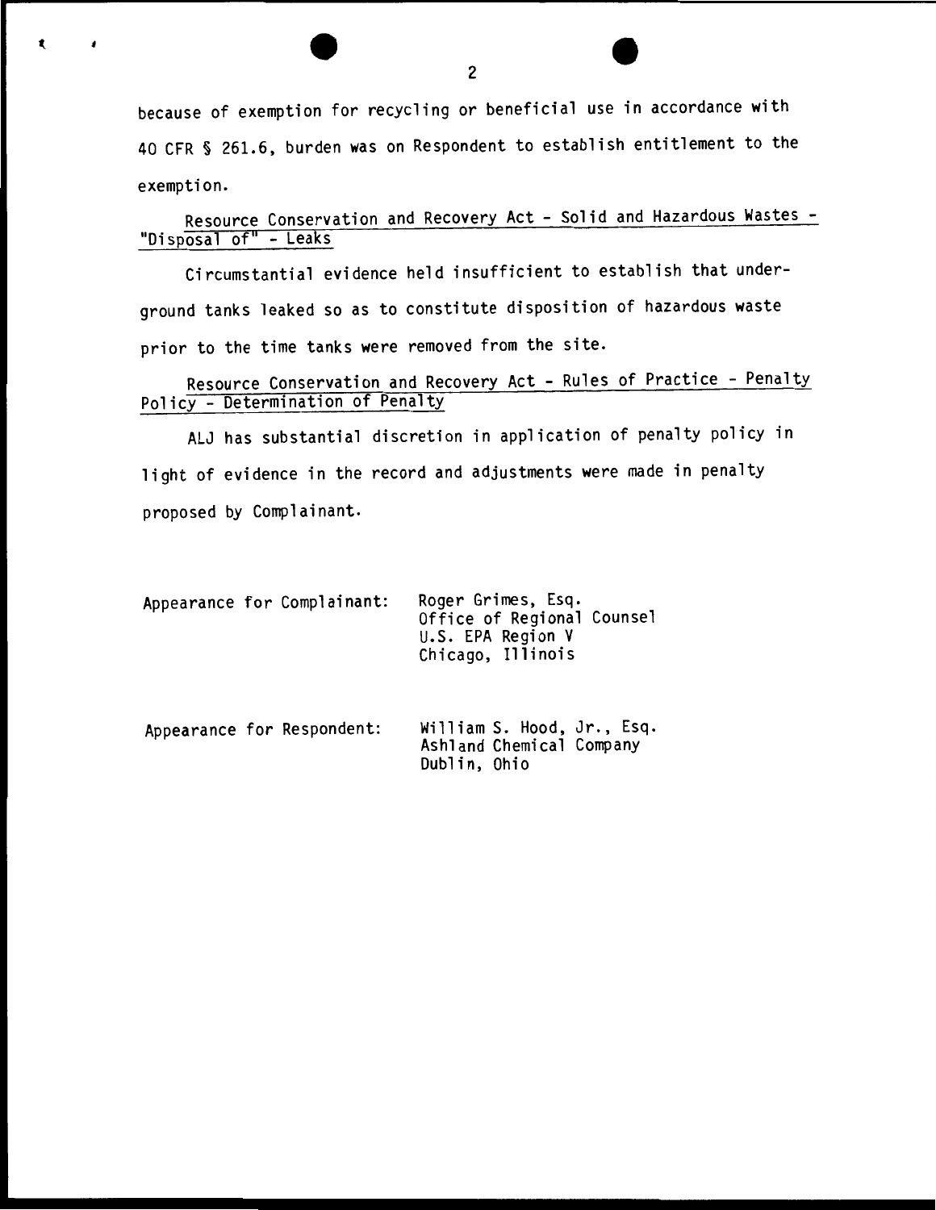because of exemption for recycling or beneficial use in accordance with 40 CFR § 261.6, burden was on Respondent to establish entitlement to the exemption.

<u>Resource Conservation and Recovery Act - Solid and Hazardous Wastes - "Disposal of" - Leaks</u>

Circumstantial evidence held insufficient to establish that underground tanks leaked so as to constitute disposition of hazardous waste prior to the time tanks were removed from the site.

<u>Resource Conservation and Recovery Act - Rules of Practice - Penalty Policy - Determination of Penalty</u>

ALJ has substantial discretion in application of penalty policy in light of evidence in the record and adjustments were made in penalty proposed by Complainant.

Appearance for Complainant: Roger Grimes, Esq.
Office of Regional Counsel
U.S. EPA Region V
Chicago, Illinois

Appearance for Respondent: William S. Hood, Jr., Esq.
Ashland Chemical Company
Dublin, Ohio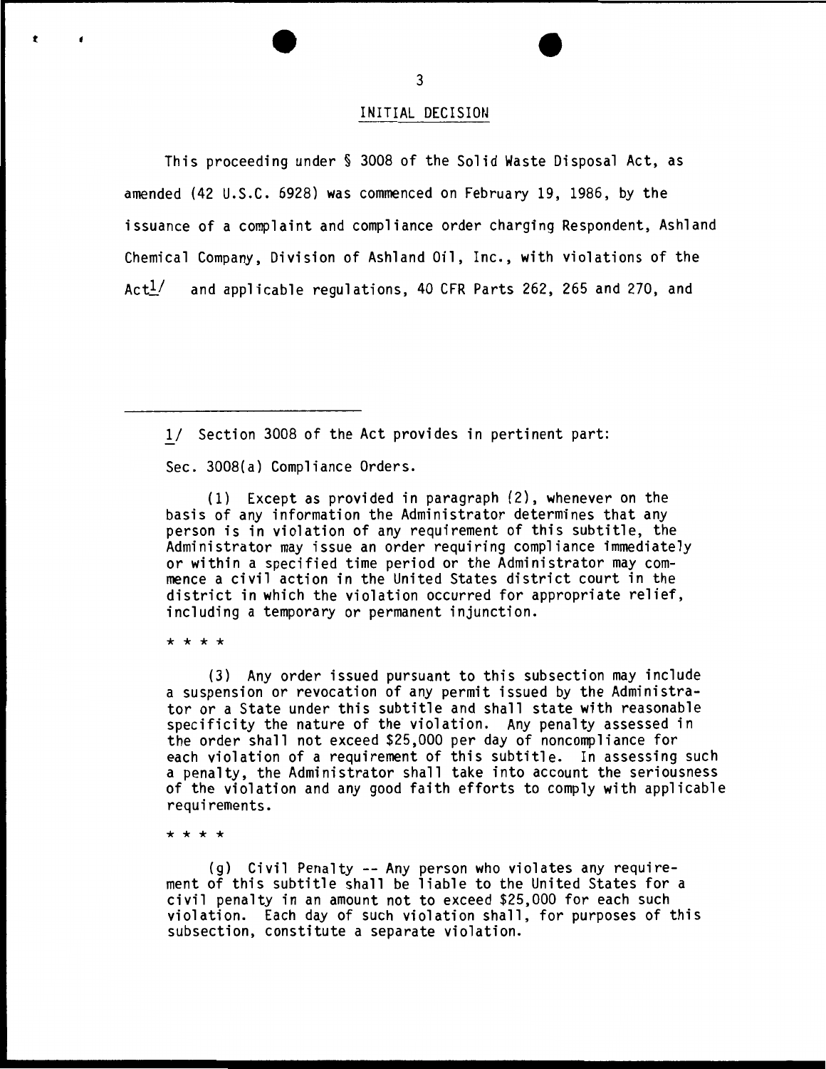## INITIAL DECISION

This proceeding under § 3008 of the Solid Waste Disposal Act, as amended (42 U.S.C. 6928) was commenced on February 19, 1986, by the issuance of a complaint and compliance order charging Respondent, Ashland Chemical Company, Division of Ashland Oil, Inc., with violations of the Act[1] and applicable regulations, 40 CFR Parts 262, 265 and 270, and

---

1/ Section 3008 of the Act provides in pertinent part:

Sec. 3008(a) Compliance Orders.

(1) Except as provided in paragraph (2), whenever on the basis of any information the Administrator determines that any person is in violation of any requirement of this subtitle, the Administrator may issue an order requiring compliance immediately or within a specified time period or the Administrator may commence a civil action in the United States district court in the district in which the violation occurred for appropriate relief, including a temporary or permanent injunction.

* * * *

(3) Any order issued pursuant to this subsection may include a suspension or revocation of any permit issued by the Administrator or a State under this subtitle and shall state with reasonable specificity the nature of the violation. Any penalty assessed in the order shall not exceed $25,000 per day of noncompliance for each violation of a requirement of this subtitle. In assessing such a penalty, the Administrator shall take into account the seriousness of the violation and any good faith efforts to comply with applicable requirements.

* * * *

(g) Civil Penalty -- Any person who violates any requirement of this subtitle shall be liable to the United States for a civil penalty in an amount not to exceed $25,000 for each such violation. Each day of such violation shall, for purposes of this subsection, constitute a separate violation.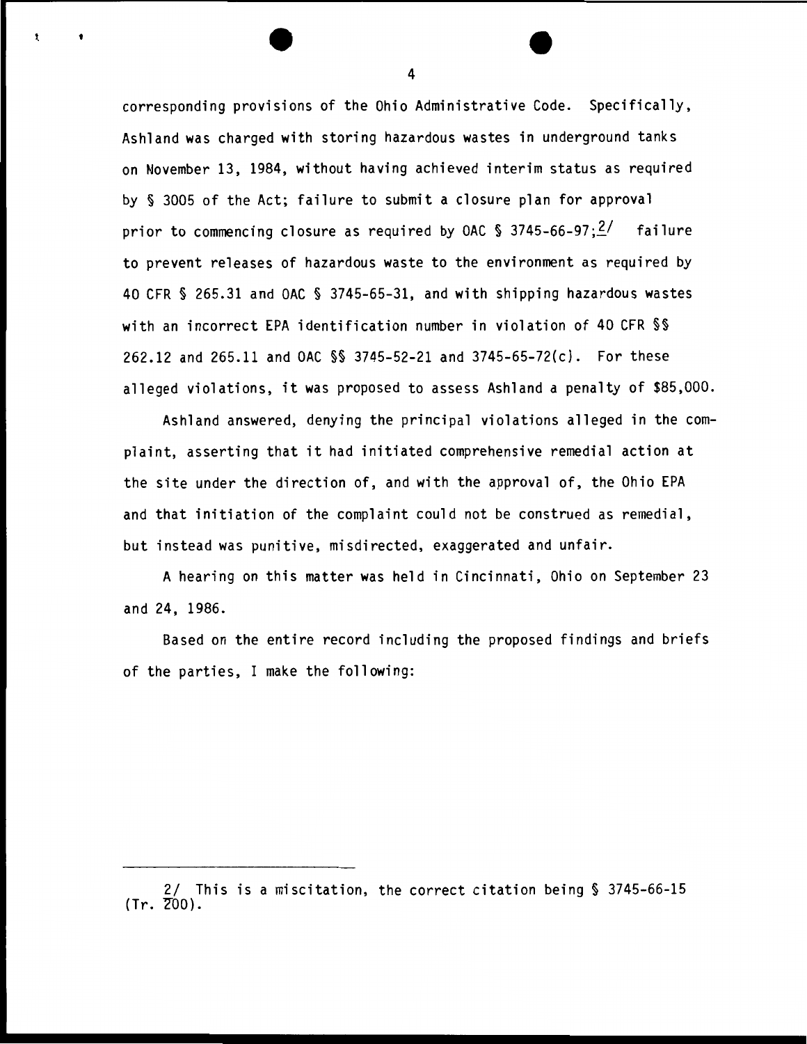corresponding provisions of the Ohio Administrative Code. Specifically, Ashland was charged with storing hazardous wastes in underground tanks on November 13, 1984, without having achieved interim status as required by § 3005 of the Act; failure to submit a closure plan for approval prior to commencing closure as required by OAC § 3745-66-97;[2] failure to prevent releases of hazardous waste to the environment as required by 40 CFR § 265.31 and OAC § 3745-65-31, and with shipping hazardous wastes with an incorrect EPA identification number in violation of 40 CFR §§ 262.12 and 265.11 and OAC §§ 3745-52-21 and 3745-65-72(c). For these alleged violations, it was proposed to assess Ashland a penalty of $85,000.

Ashland answered, denying the principal violations alleged in the complaint, asserting that it had initiated comprehensive remedial action at the site under the direction of, and with the approval of, the Ohio EPA and that initiation of the complaint could not be construed as remedial, but instead was punitive, misdirected, exaggerated and unfair.

A hearing on this matter was held in Cincinnati, Ohio on September 23 and 24, 1986.

Based on the entire record including the proposed findings and briefs of the parties, I make the following:

---

2/ This is a miscitation, the correct citation being § 3745-66-15 (Tr. 200).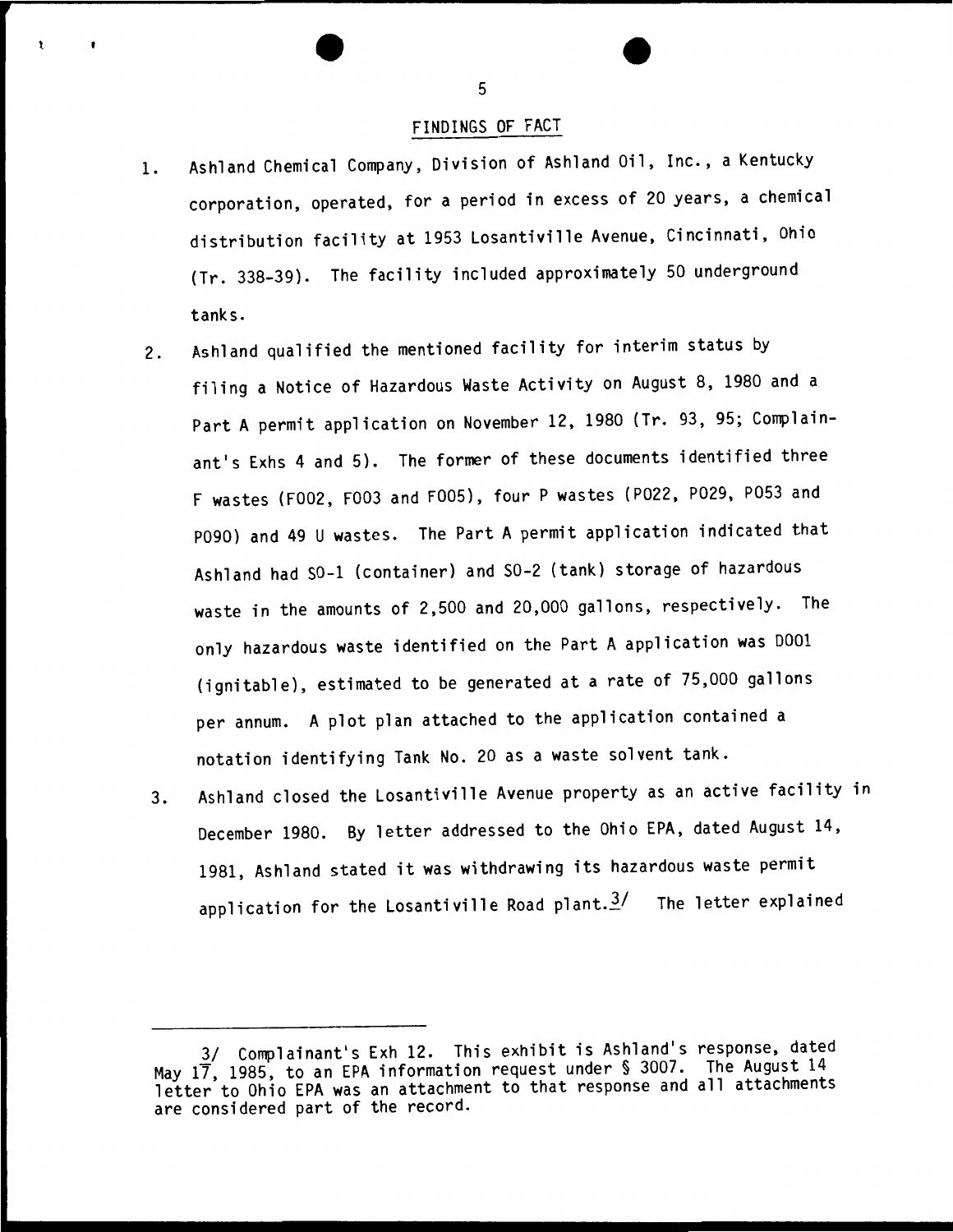## FINDINGS OF FACT

1. Ashland Chemical Company, Division of Ashland Oil, Inc., a Kentucky corporation, operated, for a period in excess of 20 years, a chemical distribution facility at 1953 Losantiville Avenue, Cincinnati, Ohio (Tr. 338-39). The facility included approximately 50 underground tanks.

2. Ashland qualified the mentioned facility for interim status by filing a Notice of Hazardous Waste Activity on August 8, 1980 and a Part A permit application on November 12, 1980 (Tr. 93, 95; Complainant's Exhs 4 and 5). The former of these documents identified three F wastes (F002, F003 and F005), four P wastes (P022, P029, P053 and P090) and 49 U wastes. The Part A permit application indicated that Ashland had SO-1 (container) and SO-2 (tank) storage of hazardous waste in the amounts of 2,500 and 20,000 gallons, respectively. The only hazardous waste identified on the Part A application was D001 (ignitable), estimated to be generated at a rate of 75,000 gallons per annum. A plot plan attached to the application contained a notation identifying Tank No. 20 as a waste solvent tank.

3. Ashland closed the Losantiville Avenue property as an active facility in December 1980. By letter addressed to the Ohio EPA, dated August 14, 1981, Ashland stated it was withdrawing its hazardous waste permit application for the Losantiville Road plant.[3/] The letter explained

---

3/ Complainant's Exh 12. This exhibit is Ashland's response, dated May 17, 1985, to an EPA information request under § 3007. The August 14 letter to Ohio EPA was an attachment to that response and all attachments are considered part of the record.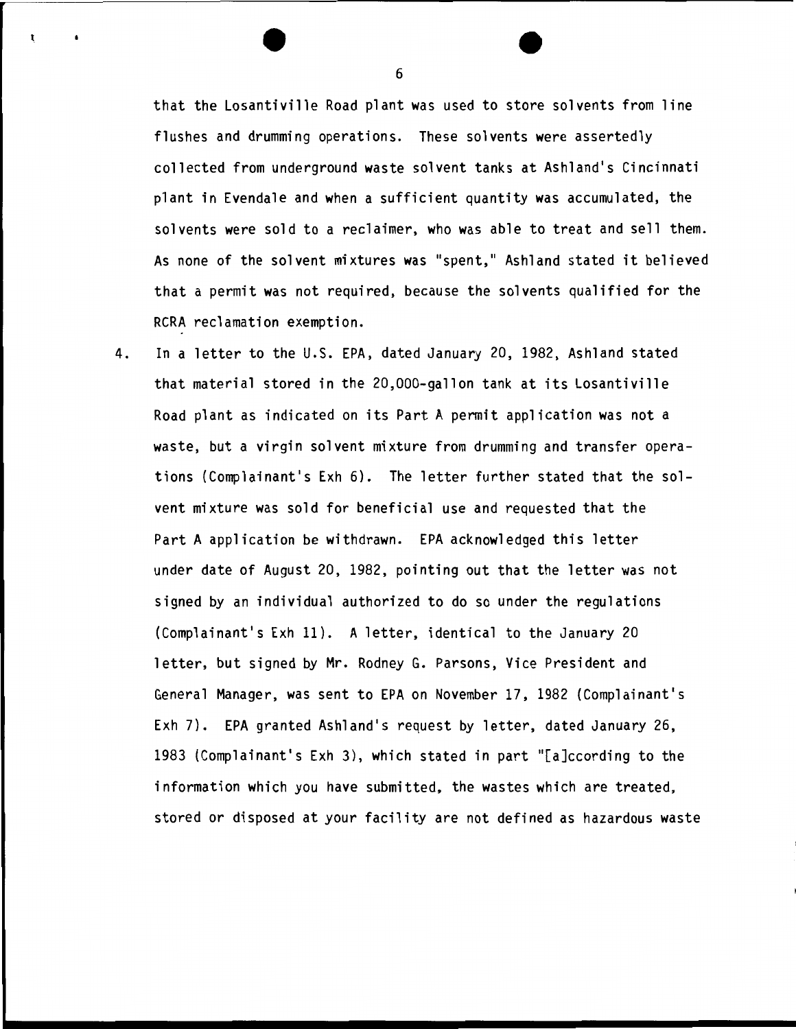that the Losantiville Road plant was used to store solvents from line flushes and drumming operations. These solvents were assertedly collected from underground waste solvent tanks at Ashland's Cincinnati plant in Evendale and when a sufficient quantity was accumulated, the solvents were sold to a reclaimer, who was able to treat and sell them. As none of the solvent mixtures was "spent," Ashland stated it believed that a permit was not required, because the solvents qualified for the RCRA reclamation exemption.

4. In a letter to the U.S. EPA, dated January 20, 1982, Ashland stated that material stored in the 20,000-gallon tank at its Losantiville Road plant as indicated on its Part A permit application was not a waste, but a virgin solvent mixture from drumming and transfer operations (Complainant's Exh 6). The letter further stated that the solvent mixture was sold for beneficial use and requested that the Part A application be withdrawn. EPA acknowledged this letter under date of August 20, 1982, pointing out that the letter was not signed by an individual authorized to do so under the regulations (Complainant's Exh 11). A letter, identical to the January 20 letter, but signed by Mr. Rodney G. Parsons, Vice President and General Manager, was sent to EPA on November 17, 1982 (Complainant's Exh 7). EPA granted Ashland's request by letter, dated January 26, 1983 (Complainant's Exh 3), which stated in part "[a]ccording to the information which you have submitted, the wastes which are treated, stored or disposed at your facility are not defined as hazardous waste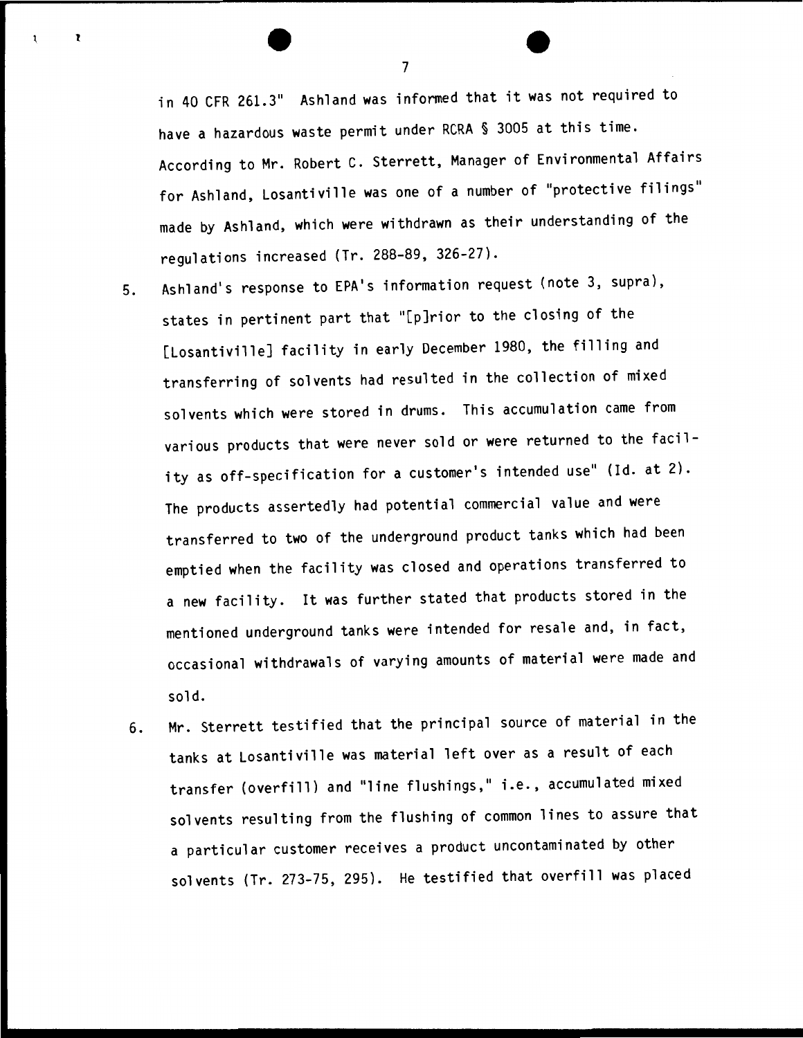in 40 CFR 261.3" Ashland was informed that it was not required to have a hazardous waste permit under RCRA § 3005 at this time. According to Mr. Robert C. Sterrett, Manager of Environmental Affairs for Ashland, Losantiville was one of a number of "protective filings" made by Ashland, which were withdrawn as their understanding of the regulations increased (Tr. 288-89, 326-27).

5. Ashland's response to EPA's information request (note 3, supra), states in pertinent part that "[p]rior to the closing of the [Losantiville] facility in early December 1980, the filling and transferring of solvents had resulted in the collection of mixed solvents which were stored in drums. This accumulation came from various products that were never sold or were returned to the facility as off-specification for a customer's intended use" (Id. at 2). The products assertedly had potential commercial value and were transferred to two of the underground product tanks which had been emptied when the facility was closed and operations transferred to a new facility. It was further stated that products stored in the mentioned underground tanks were intended for resale and, in fact, occasional withdrawals of varying amounts of material were made and sold.

6. Mr. Sterrett testified that the principal source of material in the tanks at Losantiville was material left over as a result of each transfer (overfill) and "line flushings," i.e., accumulated mixed solvents resulting from the flushing of common lines to assure that a particular customer receives a product uncontaminated by other solvents (Tr. 273-75, 295). He testified that overfill was placed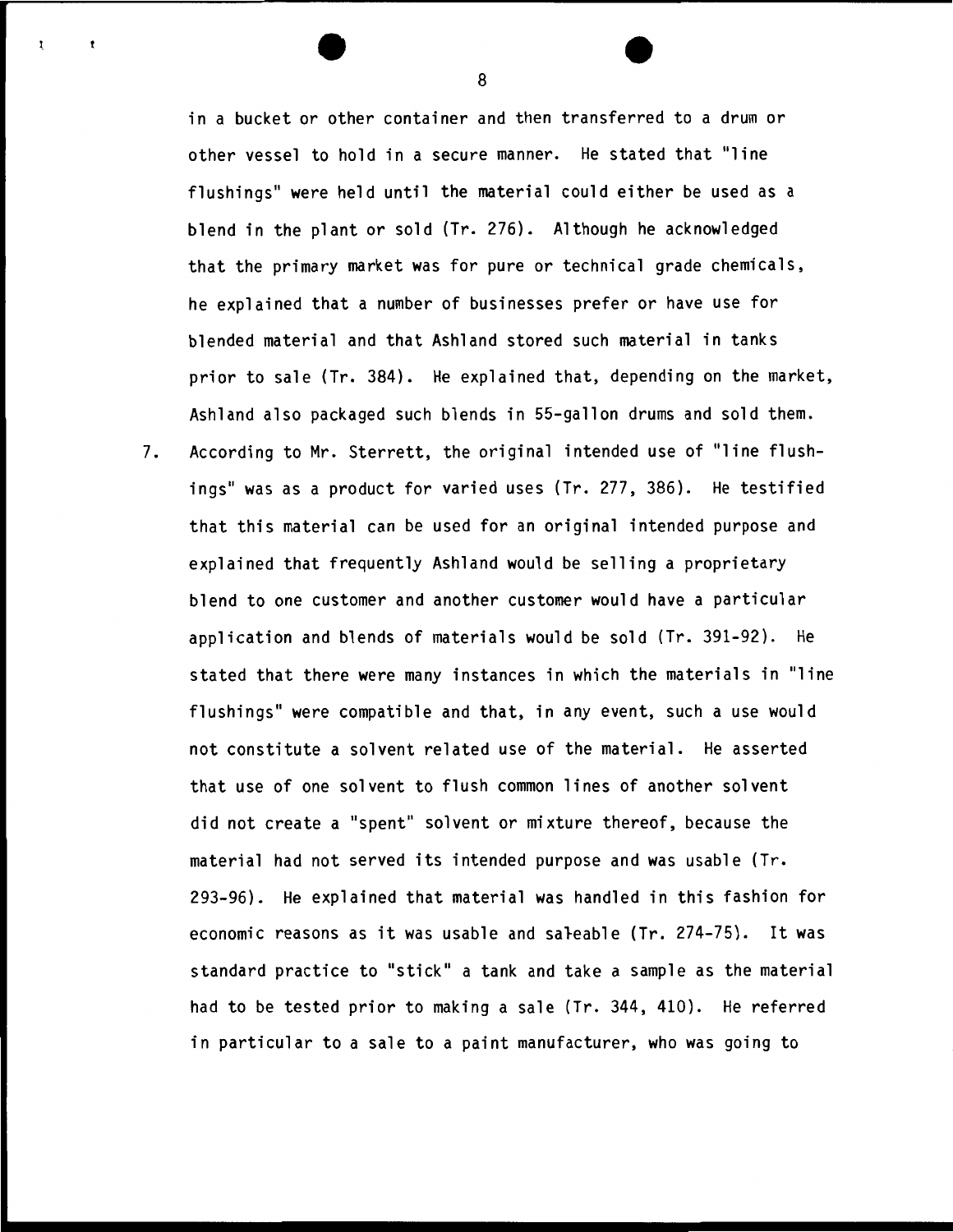in a bucket or other container and then transferred to a drum or other vessel to hold in a secure manner. He stated that "line flushings" were held until the material could either be used as a blend in the plant or sold (Tr. 276). Although he acknowledged that the primary market was for pure or technical grade chemicals, he explained that a number of businesses prefer or have use for blended material and that Ashland stored such material in tanks prior to sale (Tr. 384). He explained that, depending on the market, Ashland also packaged such blends in 55-gallon drums and sold them.

7. According to Mr. Sterrett, the original intended use of "line flushings" was as a product for varied uses (Tr. 277, 386). He testified that this material can be used for an original intended purpose and explained that frequently Ashland would be selling a proprietary blend to one customer and another customer would have a particular application and blends of materials would be sold (Tr. 391-92). He stated that there were many instances in which the materials in "line flushings" were compatible and that, in any event, such a use would not constitute a solvent related use of the material. He asserted that use of one solvent to flush common lines of another solvent did not create a "spent" solvent or mixture thereof, because the material had not served its intended purpose and was usable (Tr. 293-96). He explained that material was handled in this fashion for economic reasons as it was usable and saleable (Tr. 274-75). It was standard practice to "stick" a tank and take a sample as the material had to be tested prior to making a sale (Tr. 344, 410). He referred in particular to a sale to a paint manufacturer, who was going to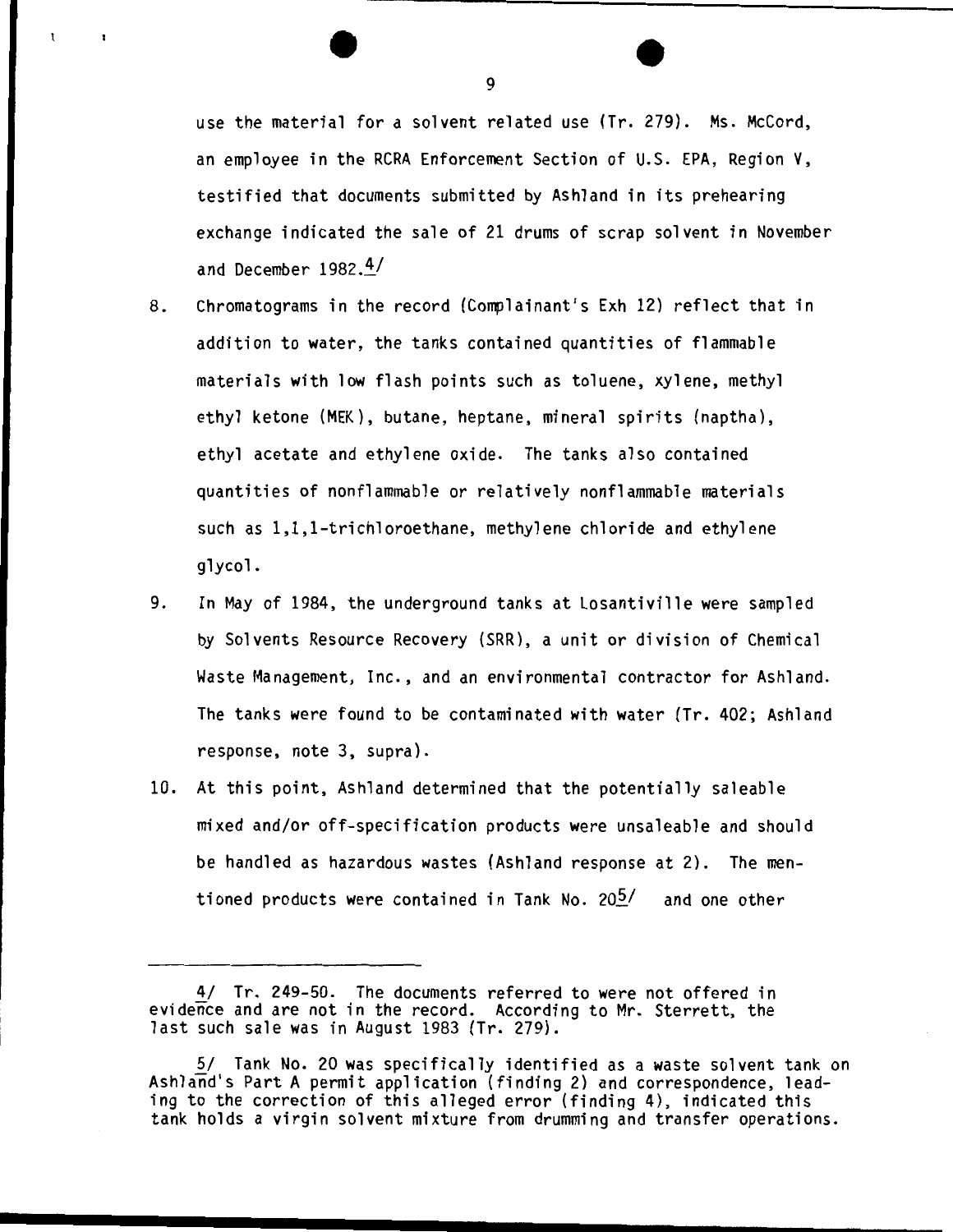use the material for a solvent related use (Tr. 279). Ms. McCord, an employee in the RCRA Enforcement Section of U.S. EPA, Region V, testified that documents submitted by Ashland in its prehearing exchange indicated the sale of 21 drums of scrap solvent in November and December 1982.[4/]

8. Chromatograms in the record (Complainant's Exh 12) reflect that in addition to water, the tanks contained quantities of flammable materials with low flash points such as toluene, xylene, methyl ethyl ketone (MEK), butane, heptane, mineral spirits (naptha), ethyl acetate and ethylene oxide. The tanks also contained quantities of nonflammable or relatively nonflammable materials such as 1,1,1-trichloroethane, methylene chloride and ethylene glycol.

9. In May of 1984, the underground tanks at Losantiville were sampled by Solvents Resource Recovery (SRR), a unit or division of Chemical Waste Management, Inc., and an environmental contractor for Ashland. The tanks were found to be contaminated with water (Tr. 402; Ashland response, note 3, supra).

10. At this point, Ashland determined that the potentially saleable mixed and/or off-specification products were unsaleable and should be handled as hazardous wastes (Ashland response at 2). The mentioned products were contained in Tank No. 20[5/] and one other

---

4/ Tr. 249-50. The documents referred to were not offered in evidence and are not in the record. According to Mr. Sterrett, the last such sale was in August 1983 (Tr. 279).

5/ Tank No. 20 was specifically identified as a waste solvent tank on Ashland's Part A permit application (finding 2) and correspondence, leading to the correction of this alleged error (finding 4), indicated this tank holds a virgin solvent mixture from drumming and transfer operations.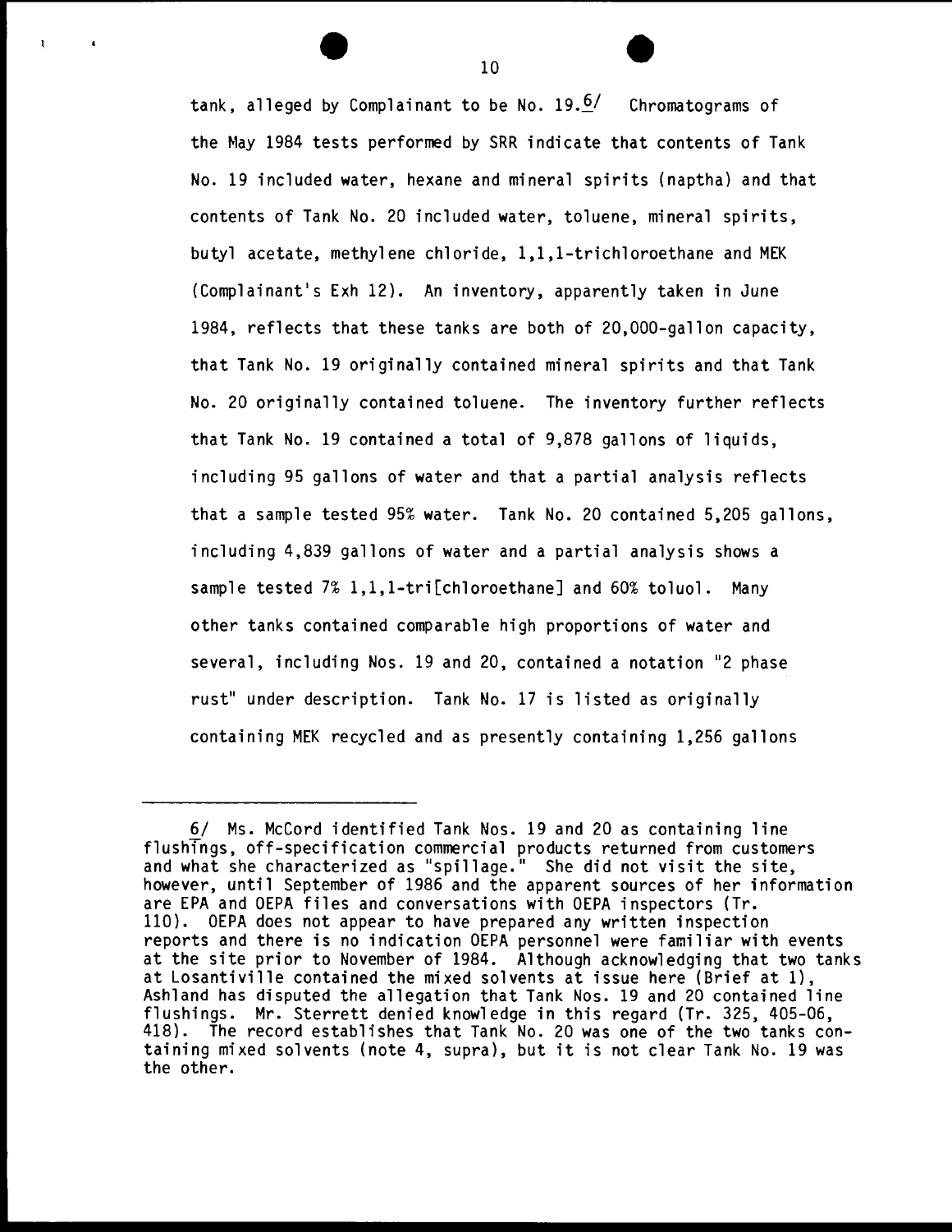tank, alleged by Complainant to be No. 19.[6] Chromatograms of the May 1984 tests performed by SRR indicate that contents of Tank No. 19 included water, hexane and mineral spirits (naptha) and that contents of Tank No. 20 included water, toluene, mineral spirits, butyl acetate, methylene chloride, 1,1,1-trichloroethane and MEK (Complainant's Exh 12). An inventory, apparently taken in June 1984, reflects that these tanks are both of 20,000-gallon capacity, that Tank No. 19 originally contained mineral spirits and that Tank No. 20 originally contained toluene. The inventory further reflects that Tank No. 19 contained a total of 9,878 gallons of liquids, including 95 gallons of water and that a partial analysis reflects that a sample tested 95% water. Tank No. 20 contained 5,205 gallons, including 4,839 gallons of water and a partial analysis shows a sample tested 7% 1,1,1-tri[chloroethane] and 60% toluol. Many other tanks contained comparable high proportions of water and several, including Nos. 19 and 20, contained a notation "2 phase rust" under description. Tank No. 17 is listed as originally containing MEK recycled and as presently containing 1,256 gallons

---

6/ Ms. McCord identified Tank Nos. 19 and 20 as containing line flushings, off-specification commercial products returned from customers and what she characterized as "spillage." She did not visit the site, however, until September of 1986 and the apparent sources of her information are EPA and OEPA files and conversations with OEPA inspectors (Tr. 110). OEPA does not appear to have prepared any written inspection reports and there is no indication OEPA personnel were familiar with events at the site prior to November of 1984. Although acknowledging that two tanks at Losantiville contained the mixed solvents at issue here (Brief at 1), Ashland has disputed the allegation that Tank Nos. 19 and 20 contained line flushings. Mr. Sterrett denied knowledge in this regard (Tr. 325, 405-06, 418). The record establishes that Tank No. 20 was one of the two tanks containing mixed solvents (note 4, supra), but it is not clear Tank No. 19 was the other.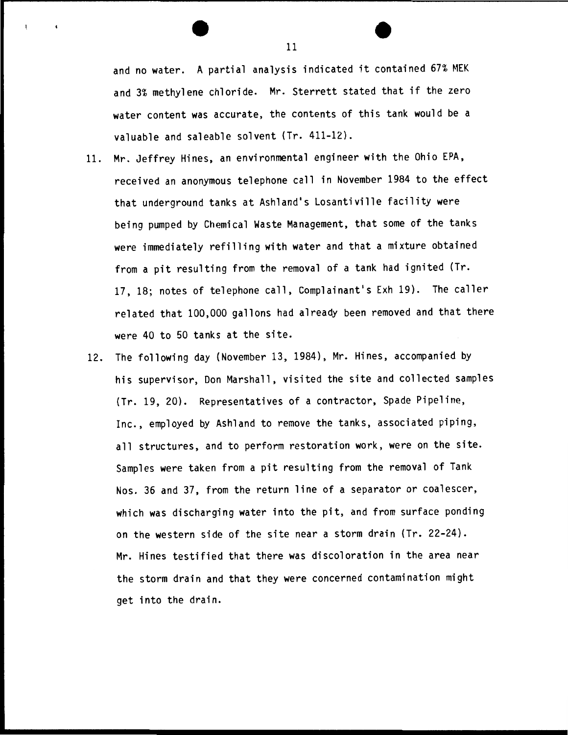and no water. A partial analysis indicated it contained 67% MEK and 3% methylene chloride. Mr. Sterrett stated that if the zero water content was accurate, the contents of this tank would be a valuable and saleable solvent (Tr. 411-12).

11. Mr. Jeffrey Hines, an environmental engineer with the Ohio EPA, received an anonymous telephone call in November 1984 to the effect that underground tanks at Ashland's Losantiville facility were being pumped by Chemical Waste Management, that some of the tanks were immediately refilling with water and that a mixture obtained from a pit resulting from the removal of a tank had ignited (Tr. 17, 18; notes of telephone call, Complainant's Exh 19). The caller related that 100,000 gallons had already been removed and that there were 40 to 50 tanks at the site.

12. The following day (November 13, 1984), Mr. Hines, accompanied by his supervisor, Don Marshall, visited the site and collected samples (Tr. 19, 20). Representatives of a contractor, Spade Pipeline, Inc., employed by Ashland to remove the tanks, associated piping, all structures, and to perform restoration work, were on the site. Samples were taken from a pit resulting from the removal of Tank Nos. 36 and 37, from the return line of a separator or coalescer, which was discharging water into the pit, and from surface ponding on the western side of the site near a storm drain (Tr. 22-24). Mr. Hines testified that there was discoloration in the area near the storm drain and that they were concerned contamination might get into the drain.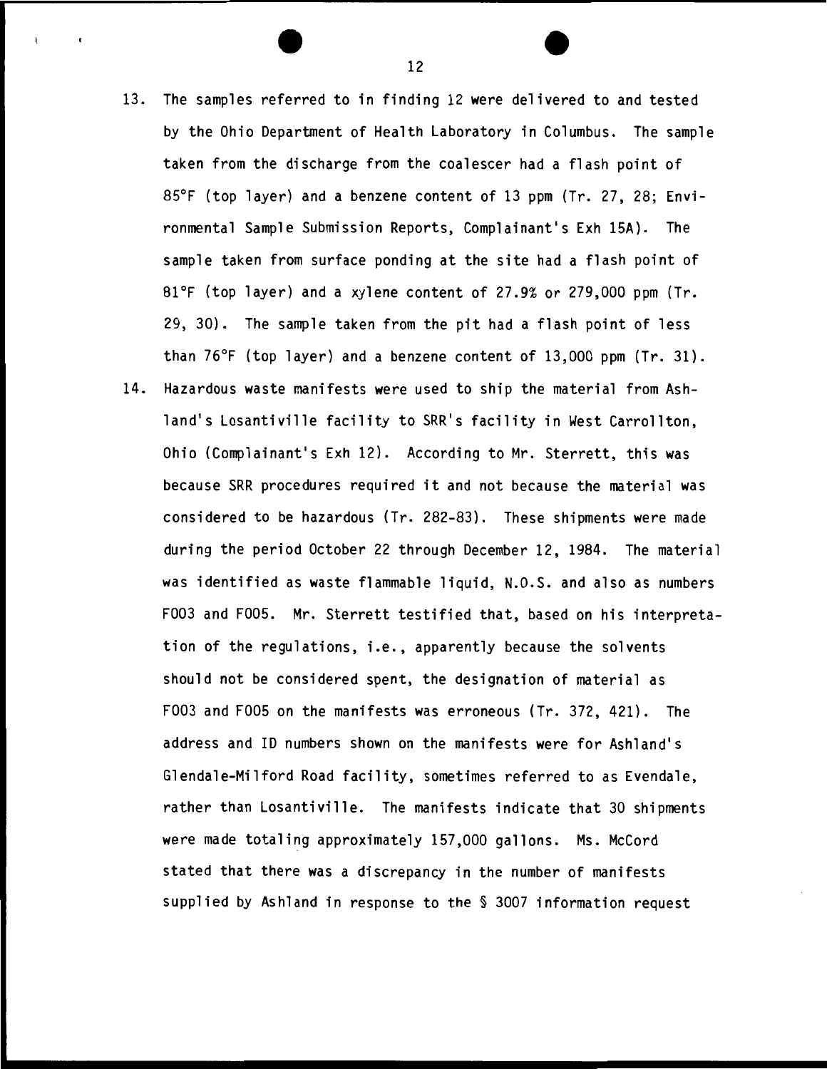13. The samples referred to in finding 12 were delivered to and tested by the Ohio Department of Health Laboratory in Columbus. The sample taken from the discharge from the coalescer had a flash point of 85°F (top layer) and a benzene content of 13 ppm (Tr. 27, 28; Environmental Sample Submission Reports, Complainant's Exh 15A). The sample taken from surface ponding at the site had a flash point of 81°F (top layer) and a xylene content of 27.9% or 279,000 ppm (Tr. 29, 30). The sample taken from the pit had a flash point of less than 76°F (top layer) and a benzene content of 13,000 ppm (Tr. 31).

14. Hazardous waste manifests were used to ship the material from Ashland's Losantiville facility to SRR's facility in West Carrollton, Ohio (Complainant's Exh 12). According to Mr. Sterrett, this was because SRR procedures required it and not because the material was considered to be hazardous (Tr. 282-83). These shipments were made during the period October 22 through December 12, 1984. The material was identified as waste flammable liquid, N.O.S. and also as numbers F003 and F005. Mr. Sterrett testified that, based on his interpretation of the regulations, i.e., apparently because the solvents should not be considered spent, the designation of material as F003 and F005 on the manifests was erroneous (Tr. 372, 421). The address and ID numbers shown on the manifests were for Ashland's Glendale-Milford Road facility, sometimes referred to as Evendale, rather than Losantiville. The manifests indicate that 30 shipments were made totaling approximately 157,000 gallons. Ms. McCord stated that there was a discrepancy in the number of manifests supplied by Ashland in response to the § 3007 information request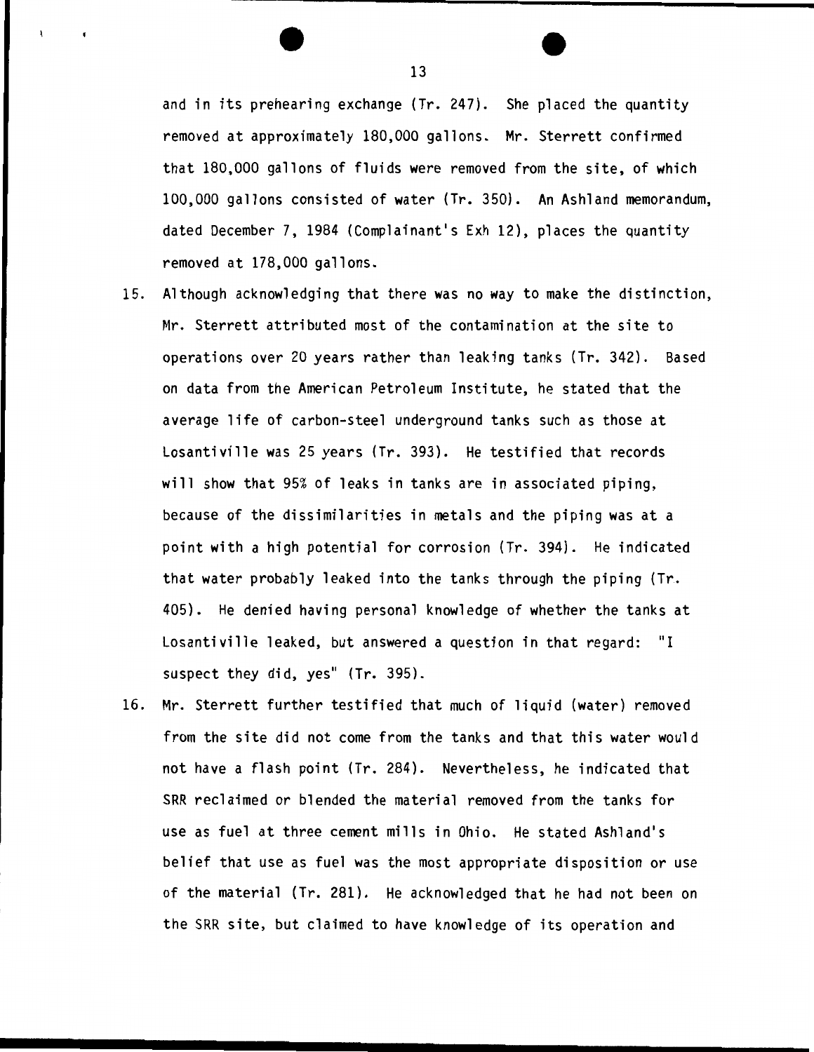and in its prehearing exchange (Tr. 247). She placed the quantity removed at approximately 180,000 gallons. Mr. Sterrett confirmed that 180,000 gallons of fluids were removed from the site, of which 100,000 gallons consisted of water (Tr. 350). An Ashland memorandum, dated December 7, 1984 (Complainant's Exh 12), places the quantity removed at 178,000 gallons.

15. Although acknowledging that there was no way to make the distinction, Mr. Sterrett attributed most of the contamination at the site to operations over 20 years rather than leaking tanks (Tr. 342). Based on data from the American Petroleum Institute, he stated that the average life of carbon-steel underground tanks such as those at Losantiville was 25 years (Tr. 393). He testified that records will show that 95% of leaks in tanks are in associated piping, because of the dissimilarities in metals and the piping was at a point with a high potential for corrosion (Tr. 394). He indicated that water probably leaked into the tanks through the piping (Tr. 405). He denied having personal knowledge of whether the tanks at Losantiville leaked, but answered a question in that regard: "I suspect they did, yes" (Tr. 395).

16. Mr. Sterrett further testified that much of liquid (water) removed from the site did not come from the tanks and that this water would not have a flash point (Tr. 284). Nevertheless, he indicated that SRR reclaimed or blended the material removed from the tanks for use as fuel at three cement mills in Ohio. He stated Ashland's belief that use as fuel was the most appropriate disposition or use of the material (Tr. 281). He acknowledged that he had not been on the SRR site, but claimed to have knowledge of its operation and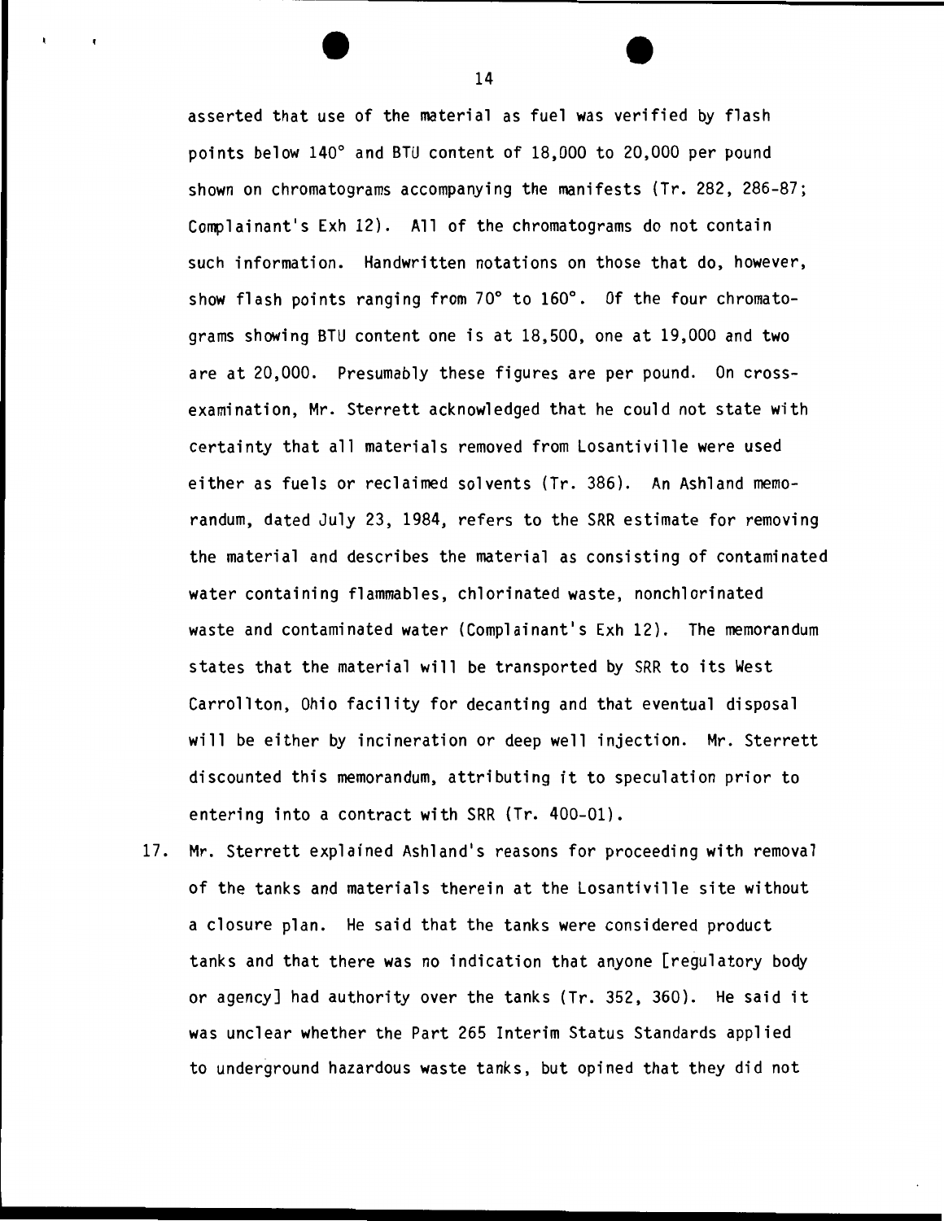asserted that use of the material as fuel was verified by flash points below 140° and BTU content of 18,000 to 20,000 per pound shown on chromatograms accompanying the manifests (Tr. 282, 286-87; Complainant's Exh 12). All of the chromatograms do not contain such information. Handwritten notations on those that do, however, show flash points ranging from 70° to 160°. Of the four chromatograms showing BTU content one is at 18,500, one at 19,000 and two are at 20,000. Presumably these figures are per pound. On cross-examination, Mr. Sterrett acknowledged that he could not state with certainty that all materials removed from Losantiville were used either as fuels or reclaimed solvents (Tr. 386). An Ashland memorandum, dated July 23, 1984, refers to the SRR estimate for removing the material and describes the material as consisting of contaminated water containing flammables, chlorinated waste, nonchlorinated waste and contaminated water (Complainant's Exh 12). The memorandum states that the material will be transported by SRR to its West Carrollton, Ohio facility for decanting and that eventual disposal will be either by incineration or deep well injection. Mr. Sterrett discounted this memorandum, attributing it to speculation prior to entering into a contract with SRR (Tr. 400-01).

17. Mr. Sterrett explained Ashland's reasons for proceeding with removal of the tanks and materials therein at the Losantiville site without a closure plan. He said that the tanks were considered product tanks and that there was no indication that anyone [regulatory body or agency] had authority over the tanks (Tr. 352, 360). He said it was unclear whether the Part 265 Interim Status Standards applied to underground hazardous waste tanks, but opined that they did not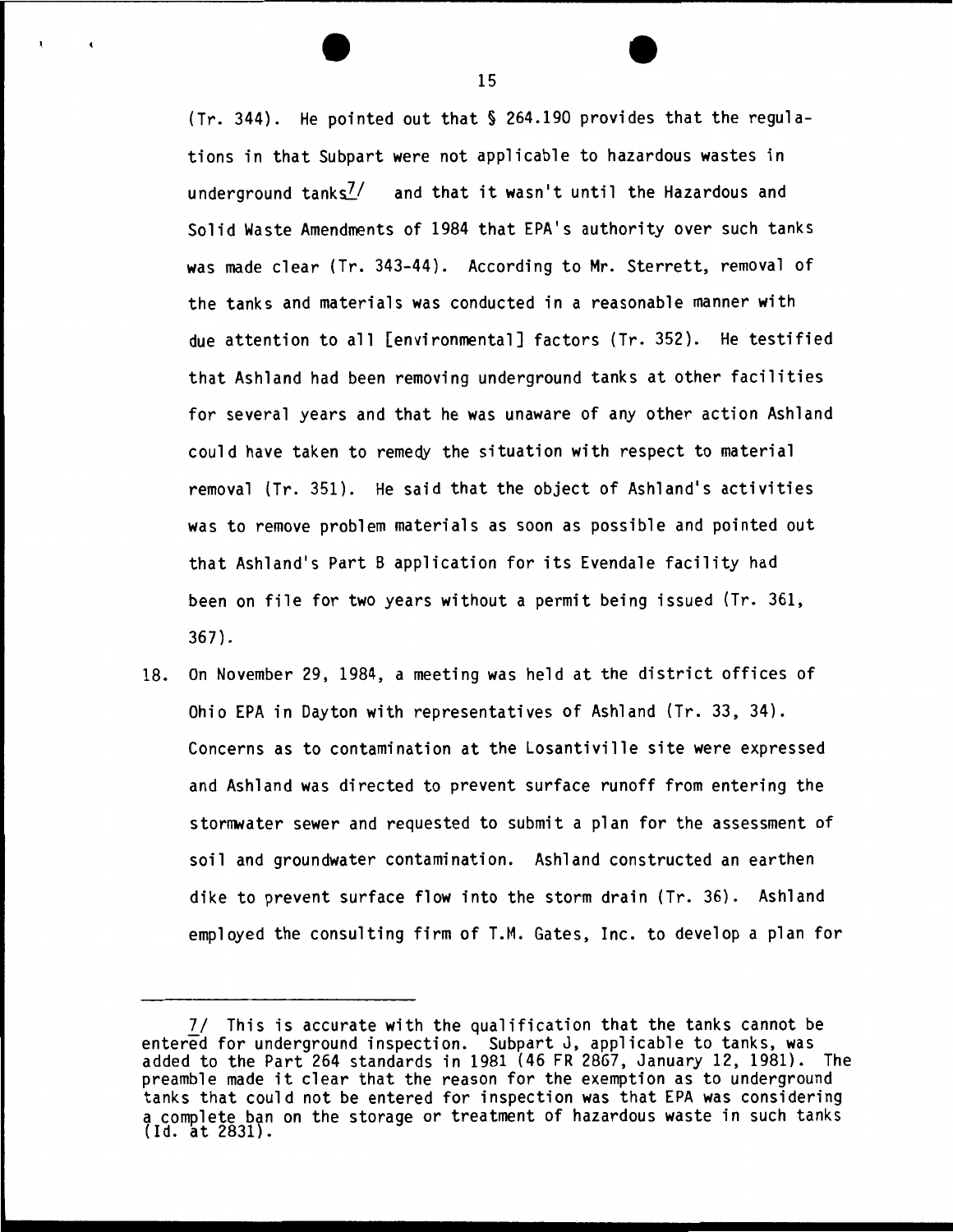(Tr. 344). He pointed out that § 264.190 provides that the regulations in that Subpart were not applicable to hazardous wastes in underground tanks[7] and that it wasn't until the Hazardous and Solid Waste Amendments of 1984 that EPA's authority over such tanks was made clear (Tr. 343-44). According to Mr. Sterrett, removal of the tanks and materials was conducted in a reasonable manner with due attention to all [environmental] factors (Tr. 352). He testified that Ashland had been removing underground tanks at other facilities for several years and that he was unaware of any other action Ashland could have taken to remedy the situation with respect to material removal (Tr. 351). He said that the object of Ashland's activities was to remove problem materials as soon as possible and pointed out that Ashland's Part B application for its Evendale facility had been on file for two years without a permit being issued (Tr. 361, 367).

18. On November 29, 1984, a meeting was held at the district offices of Ohio EPA in Dayton with representatives of Ashland (Tr. 33, 34). Concerns as to contamination at the Losantiville site were expressed and Ashland was directed to prevent surface runoff from entering the stormwater sewer and requested to submit a plan for the assessment of soil and groundwater contamination. Ashland constructed an earthen dike to prevent surface flow into the storm drain (Tr. 36). Ashland employed the consulting firm of T.M. Gates, Inc. to develop a plan for

---

7/ This is accurate with the qualification that the tanks cannot be entered for underground inspection. Subpart J, applicable to tanks, was added to the Part 264 standards in 1981 (46 FR 2867, January 12, 1981). The preamble made it clear that the reason for the exemption as to underground tanks that could not be entered for inspection was that EPA was considering a complete ban on the storage or treatment of hazardous waste in such tanks (Id. at 2831).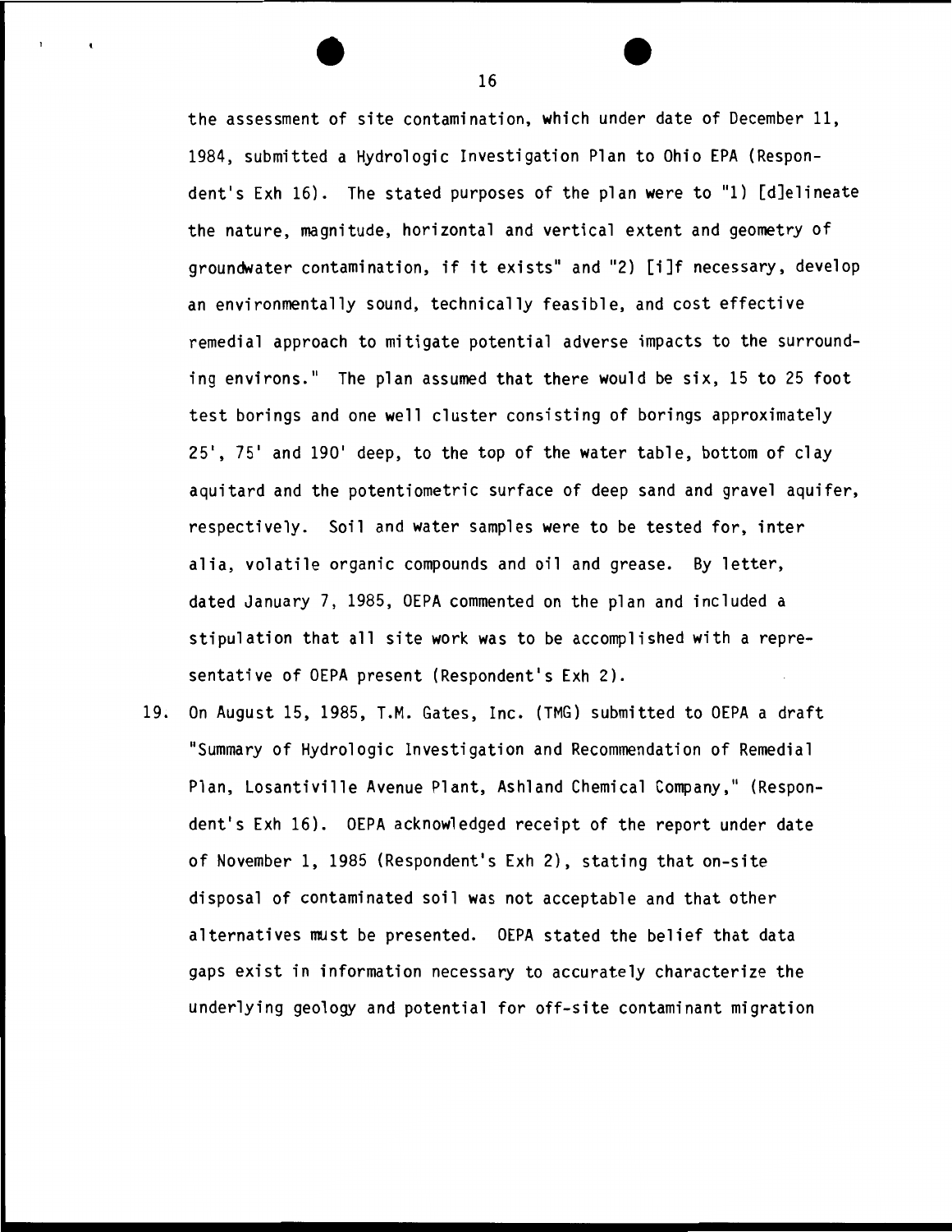the assessment of site contamination, which under date of December 11, 1984, submitted a Hydrologic Investigation Plan to Ohio EPA (Respondent's Exh 16). The stated purposes of the plan were to "1) [d]elineate the nature, magnitude, horizontal and vertical extent and geometry of groundwater contamination, if it exists" and "2) [i]f necessary, develop an environmentally sound, technically feasible, and cost effective remedial approach to mitigate potential adverse impacts to the surrounding environs." The plan assumed that there would be six, 15 to 25 foot test borings and one well cluster consisting of borings approximately 25', 75' and 190' deep, to the top of the water table, bottom of clay aquitard and the potentiometric surface of deep sand and gravel aquifer, respectively. Soil and water samples were to be tested for, inter alia, volatile organic compounds and oil and grease. By letter, dated January 7, 1985, OEPA commented on the plan and included a stipulation that all site work was to be accomplished with a representative of OEPA present (Respondent's Exh 2).

19. On August 15, 1985, T.M. Gates, Inc. (TMG) submitted to OEPA a draft "Summary of Hydrologic Investigation and Recommendation of Remedial Plan, Losantiville Avenue Plant, Ashland Chemical Company," (Respondent's Exh 16). OEPA acknowledged receipt of the report under date of November 1, 1985 (Respondent's Exh 2), stating that on-site disposal of contaminated soil was not acceptable and that other alternatives must be presented. OEPA stated the belief that data gaps exist in information necessary to accurately characterize the underlying geology and potential for off-site contaminant migration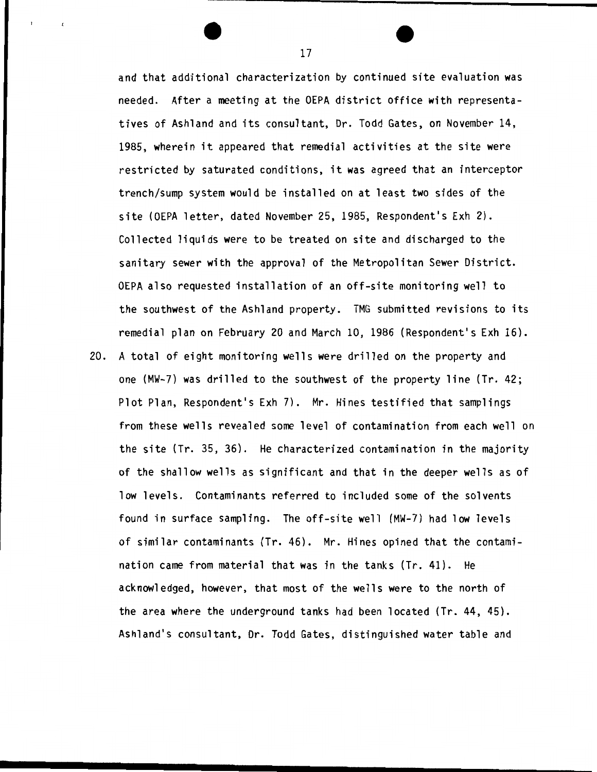and that additional characterization by continued site evaluation was needed. After a meeting at the OEPA district office with representatives of Ashland and its consultant, Dr. Todd Gates, on November 14, 1985, wherein it appeared that remedial activities at the site were restricted by saturated conditions, it was agreed that an interceptor trench/sump system would be installed on at least two sides of the site (OEPA letter, dated November 25, 1985, Respondent's Exh 2). Collected liquids were to be treated on site and discharged to the sanitary sewer with the approval of the Metropolitan Sewer District. OEPA also requested installation of an off-site monitoring well to the southwest of the Ashland property. TMG submitted revisions to its remedial plan on February 20 and March 10, 1986 (Respondent's Exh 16).

20. A total of eight monitoring wells were drilled on the property and one (MW-7) was drilled to the southwest of the property line (Tr. 42; Plot Plan, Respondent's Exh 7). Mr. Hines testified that samplings from these wells revealed some level of contamination from each well on the site (Tr. 35, 36). He characterized contamination in the majority of the shallow wells as significant and that in the deeper wells as of low levels. Contaminants referred to included some of the solvents found in surface sampling. The off-site well (MW-7) had low levels of similar contaminants (Tr. 46). Mr. Hines opined that the contamination came from material that was in the tanks (Tr. 41). He acknowledged, however, that most of the wells were to the north of the area where the underground tanks had been located (Tr. 44, 45). Ashland's consultant, Dr. Todd Gates, distinguished water table and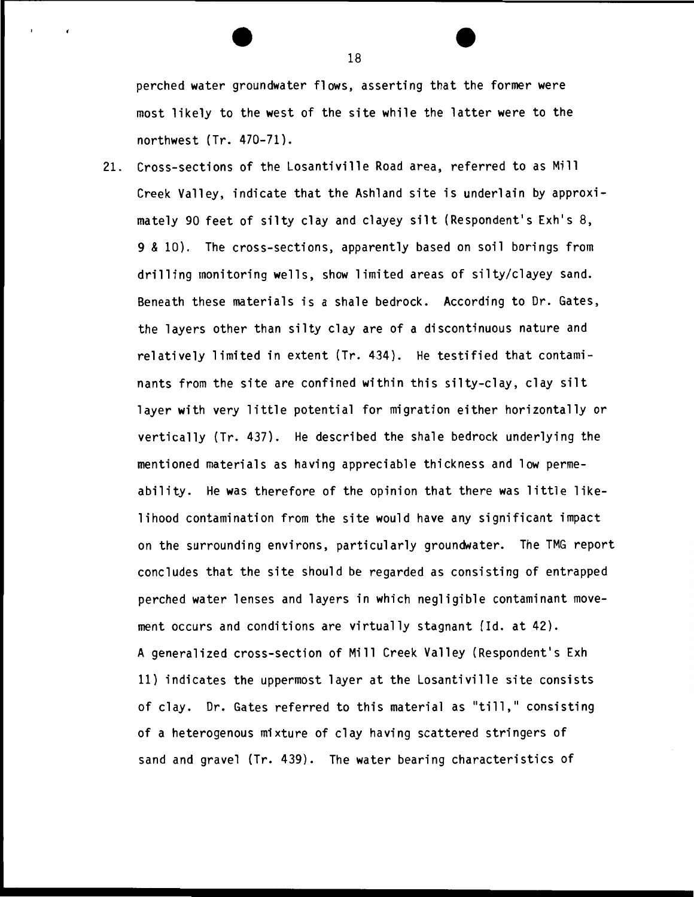perched water groundwater flows, asserting that the former were most likely to the west of the site while the latter were to the northwest (Tr. 470-71).

21. Cross-sections of the Losantiville Road area, referred to as Mill Creek Valley, indicate that the Ashland site is underlain by approximately 90 feet of silty clay and clayey silt (Respondent's Exh's 8, 9 & 10). The cross-sections, apparently based on soil borings from drilling monitoring wells, show limited areas of silty/clayey sand. Beneath these materials is a shale bedrock. According to Dr. Gates, the layers other than silty clay are of a discontinuous nature and relatively limited in extent (Tr. 434). He testified that contaminants from the site are confined within this silty-clay, clay silt layer with very little potential for migration either horizontally or vertically (Tr. 437). He described the shale bedrock underlying the mentioned materials as having appreciable thickness and low permeability. He was therefore of the opinion that there was little likelihood contamination from the site would have any significant impact on the surrounding environs, particularly groundwater. The TMG report concludes that the site should be regarded as consisting of entrapped perched water lenses and layers in which negligible contaminant movement occurs and conditions are virtually stagnant (Id. at 42). A generalized cross-section of Mill Creek Valley (Respondent's Exh 11) indicates the uppermost layer at the Losantiville site consists of clay. Dr. Gates referred to this material as "till," consisting of a heterogenous mixture of clay having scattered stringers of sand and gravel (Tr. 439). The water bearing characteristics of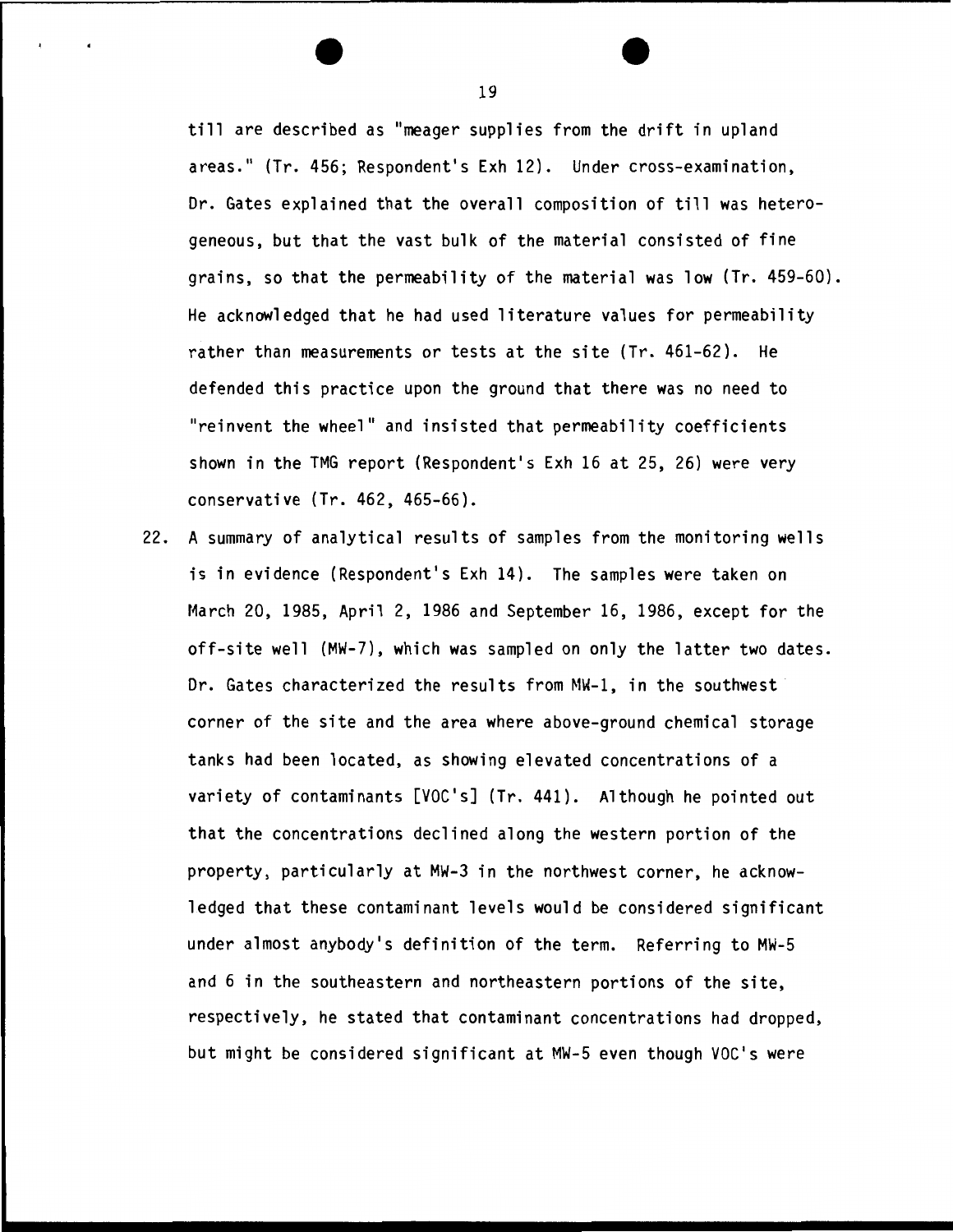till are described as "meager supplies from the drift in upland areas." (Tr. 456; Respondent's Exh 12). Under cross-examination, Dr. Gates explained that the overall composition of till was heterogeneous, but that the vast bulk of the material consisted of fine grains, so that the permeability of the material was low (Tr. 459-60). He acknowledged that he had used literature values for permeability rather than measurements or tests at the site (Tr. 461-62). He defended this practice upon the ground that there was no need to "reinvent the wheel" and insisted that permeability coefficients shown in the TMG report (Respondent's Exh 16 at 25, 26) were very conservative (Tr. 462, 465-66).

22. A summary of analytical results of samples from the monitoring wells is in evidence (Respondent's Exh 14). The samples were taken on March 20, 1985, April 2, 1986 and September 16, 1986, except for the off-site well (MW-7), which was sampled on only the latter two dates. Dr. Gates characterized the results from MW-1, in the southwest corner of the site and the area where above-ground chemical storage tanks had been located, as showing elevated concentrations of a variety of contaminants [VOC's] (Tr. 441). Although he pointed out that the concentrations declined along the western portion of the property, particularly at MW-3 in the northwest corner, he acknowledged that these contaminant levels would be considered significant under almost anybody's definition of the term. Referring to MW-5 and 6 in the southeastern and northeastern portions of the site, respectively, he stated that contaminant concentrations had dropped, but might be considered significant at MW-5 even though VOC's were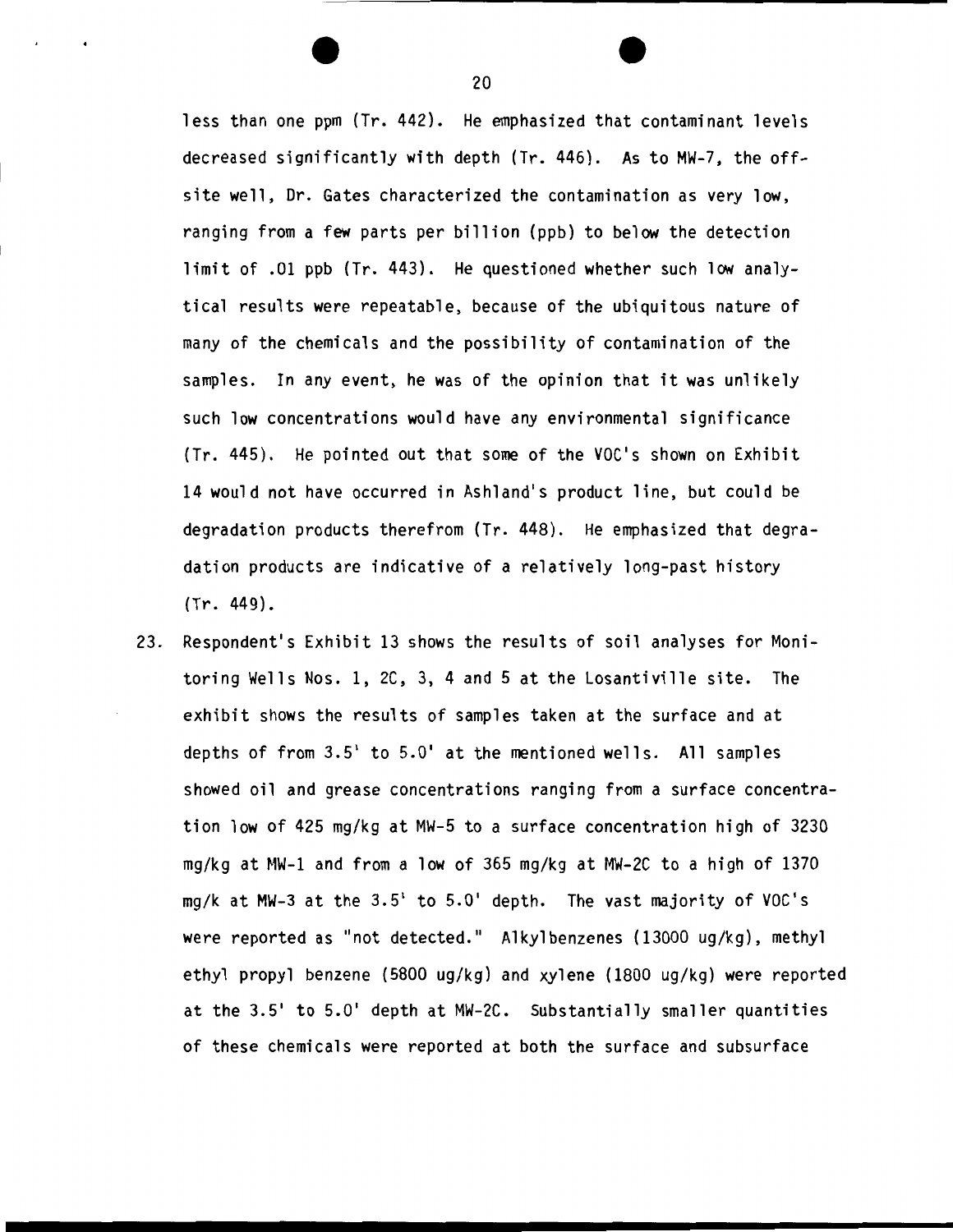less than one ppm (Tr. 442). He emphasized that contaminant levels decreased significantly with depth (Tr. 446). As to MW-7, the off-site well, Dr. Gates characterized the contamination as very low, ranging from a few parts per billion (ppb) to below the detection limit of .01 ppb (Tr. 443). He questioned whether such low analytical results were repeatable, because of the ubiquitous nature of many of the chemicals and the possibility of contamination of the samples. In any event, he was of the opinion that it was unlikely such low concentrations would have any environmental significance (Tr. 445). He pointed out that some of the VOC's shown on Exhibit 14 would not have occurred in Ashland's product line, but could be degradation products therefrom (Tr. 448). He emphasized that degradation products are indicative of a relatively long-past history (Tr. 449).

23. Respondent's Exhibit 13 shows the results of soil analyses for Monitoring Wells Nos. 1, 2C, 3, 4 and 5 at the Losantiville site. The exhibit shows the results of samples taken at the surface and at depths of from 3.5' to 5.0' at the mentioned wells. All samples showed oil and grease concentrations ranging from a surface concentration low of 425 mg/kg at MW-5 to a surface concentration high of 3230 mg/kg at MW-1 and from a low of 365 mg/kg at MW-2C to a high of 1370 mg/k at MW-3 at the 3.5' to 5.0' depth. The vast majority of VOC's were reported as "not detected." Alkylbenzenes (13000 ug/kg), methyl ethyl propyl benzene (5800 ug/kg) and xylene (1800 ug/kg) were reported at the 3.5' to 5.0' depth at MW-2C. Substantially smaller quantities of these chemicals were reported at both the surface and subsurface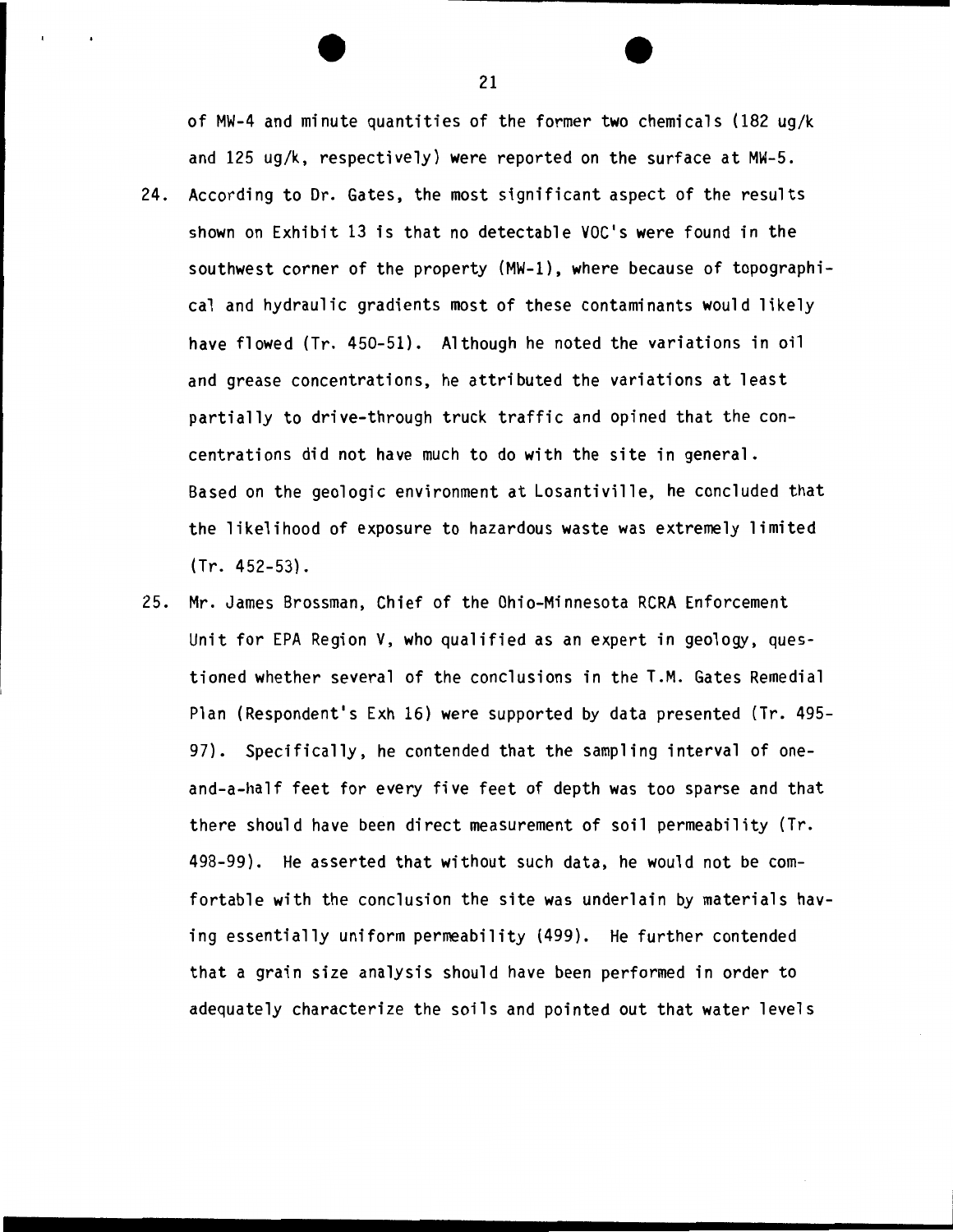of MW-4 and minute quantities of the former two chemicals (182 ug/k and 125 ug/k, respectively) were reported on the surface at MW-5.

24. According to Dr. Gates, the most significant aspect of the results shown on Exhibit 13 is that no detectable VOC's were found in the southwest corner of the property (MW-1), where because of topographical and hydraulic gradients most of these contaminants would likely have flowed (Tr. 450-51). Although he noted the variations in oil and grease concentrations, he attributed the variations at least partially to drive-through truck traffic and opined that the concentrations did not have much to do with the site in general. Based on the geologic environment at Losantiville, he concluded that the likelihood of exposure to hazardous waste was extremely limited (Tr. 452-53).

25. Mr. James Brossman, Chief of the Ohio-Minnesota RCRA Enforcement Unit for EPA Region V, who qualified as an expert in geology, questioned whether several of the conclusions in the T.M. Gates Remedial Plan (Respondent's Exh 16) were supported by data presented (Tr. 495-97). Specifically, he contended that the sampling interval of one-and-a-half feet for every five feet of depth was too sparse and that there should have been direct measurement of soil permeability (Tr. 498-99). He asserted that without such data, he would not be comfortable with the conclusion the site was underlain by materials having essentially uniform permeability (499). He further contended that a grain size analysis should have been performed in order to adequately characterize the soils and pointed out that water levels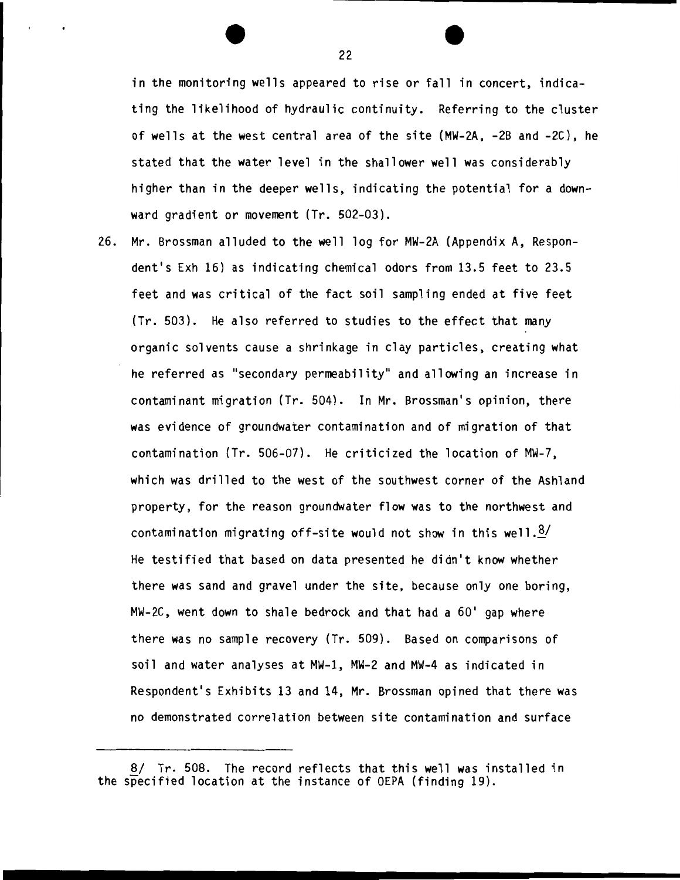in the monitoring wells appeared to rise or fall in concert, indicating the likelihood of hydraulic continuity. Referring to the cluster of wells at the west central area of the site (MW-2A, -2B and -2C), he stated that the water level in the shallower well was considerably higher than in the deeper wells, indicating the potential for a downward gradient or movement (Tr. 502-03).

26. Mr. Brossman alluded to the well log for MW-2A (Appendix A, Respondent's Exh 16) as indicating chemical odors from 13.5 feet to 23.5 feet and was critical of the fact soil sampling ended at five feet (Tr. 503). He also referred to studies to the effect that many organic solvents cause a shrinkage in clay particles, creating what he referred as "secondary permeability" and allowing an increase in contaminant migration (Tr. 504). In Mr. Brossman's opinion, there was evidence of groundwater contamination and of migration of that contamination (Tr. 506-07). He criticized the location of MW-7, which was drilled to the west of the southwest corner of the Ashland property, for the reason groundwater flow was to the northwest and contamination migrating off-site would not show in this well.[8/] He testified that based on data presented he didn't know whether there was sand and gravel under the site, because only one boring, MW-2C, went down to shale bedrock and that had a 60' gap where there was no sample recovery (Tr. 509). Based on comparisons of soil and water analyses at MW-1, MW-2 and MW-4 as indicated in Respondent's Exhibits 13 and 14, Mr. Brossman opined that there was no demonstrated correlation between site contamination and surface

---

8/ Tr. 508. The record reflects that this well was installed in the specified location at the instance of OEPA (finding 19).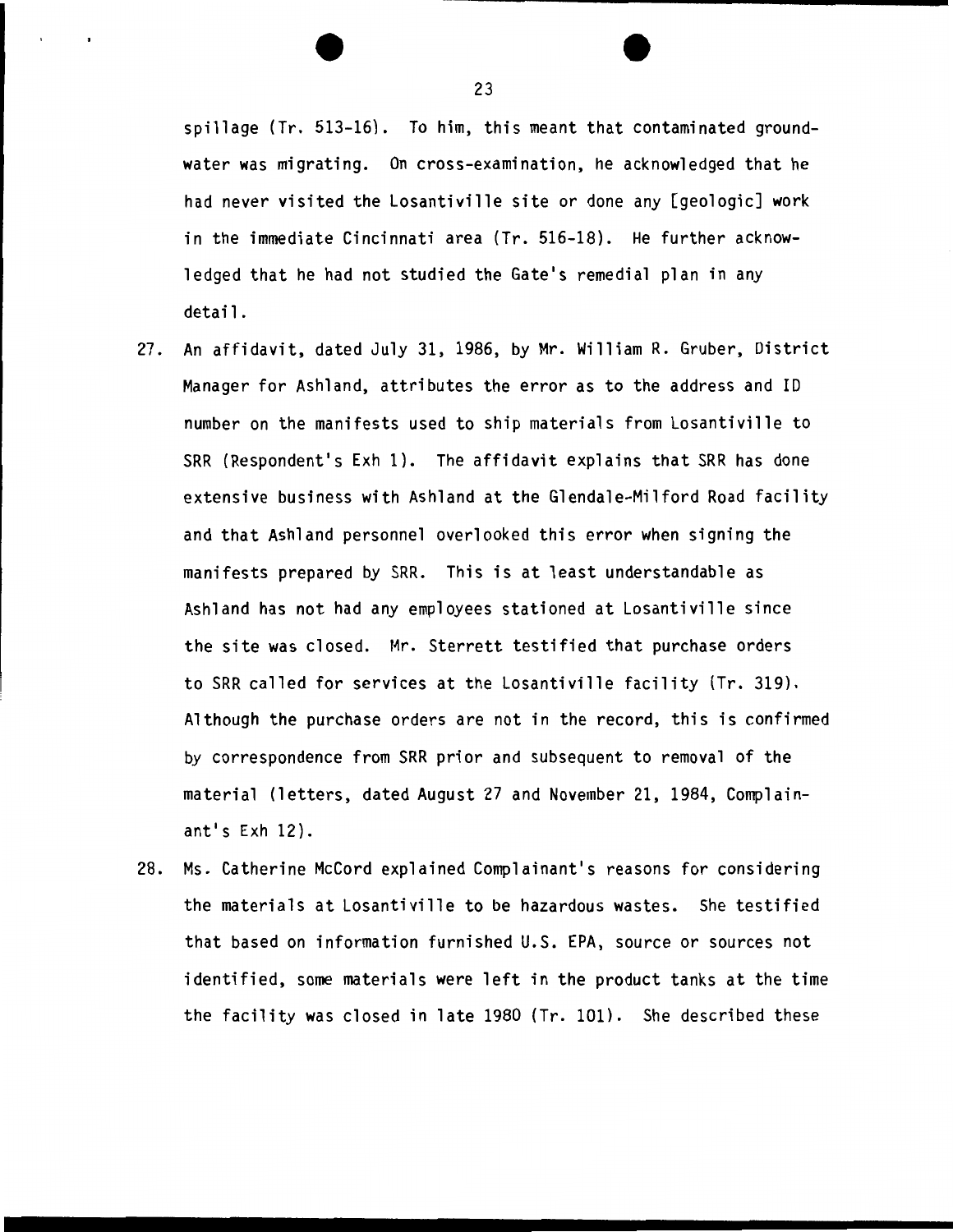spillage (Tr. 513-16). To him, this meant that contaminated groundwater was migrating. On cross-examination, he acknowledged that he had never visited the Losantiville site or done any [geologic] work in the immediate Cincinnati area (Tr. 516-18). He further acknowledged that he had not studied the Gate's remedial plan in any detail.

27. An affidavit, dated July 31, 1986, by Mr. William R. Gruber, District Manager for Ashland, attributes the error as to the address and ID number on the manifests used to ship materials from Losantiville to SRR (Respondent's Exh 1). The affidavit explains that SRR has done extensive business with Ashland at the Glendale-Milford Road facility and that Ashland personnel overlooked this error when signing the manifests prepared by SRR. This is at least understandable as Ashland has not had any employees stationed at Losantiville since the site was closed. Mr. Sterrett testified that purchase orders to SRR called for services at the Losantiville facility (Tr. 319). Although the purchase orders are not in the record, this is confirmed by correspondence from SRR prior and subsequent to removal of the material (letters, dated August 27 and November 21, 1984, Complainant's Exh 12).

28. Ms. Catherine McCord explained Complainant's reasons for considering the materials at Losantiville to be hazardous wastes. She testified that based on information furnished U.S. EPA, source or sources not identified, some materials were left in the product tanks at the time the facility was closed in late 1980 (Tr. 101). She described these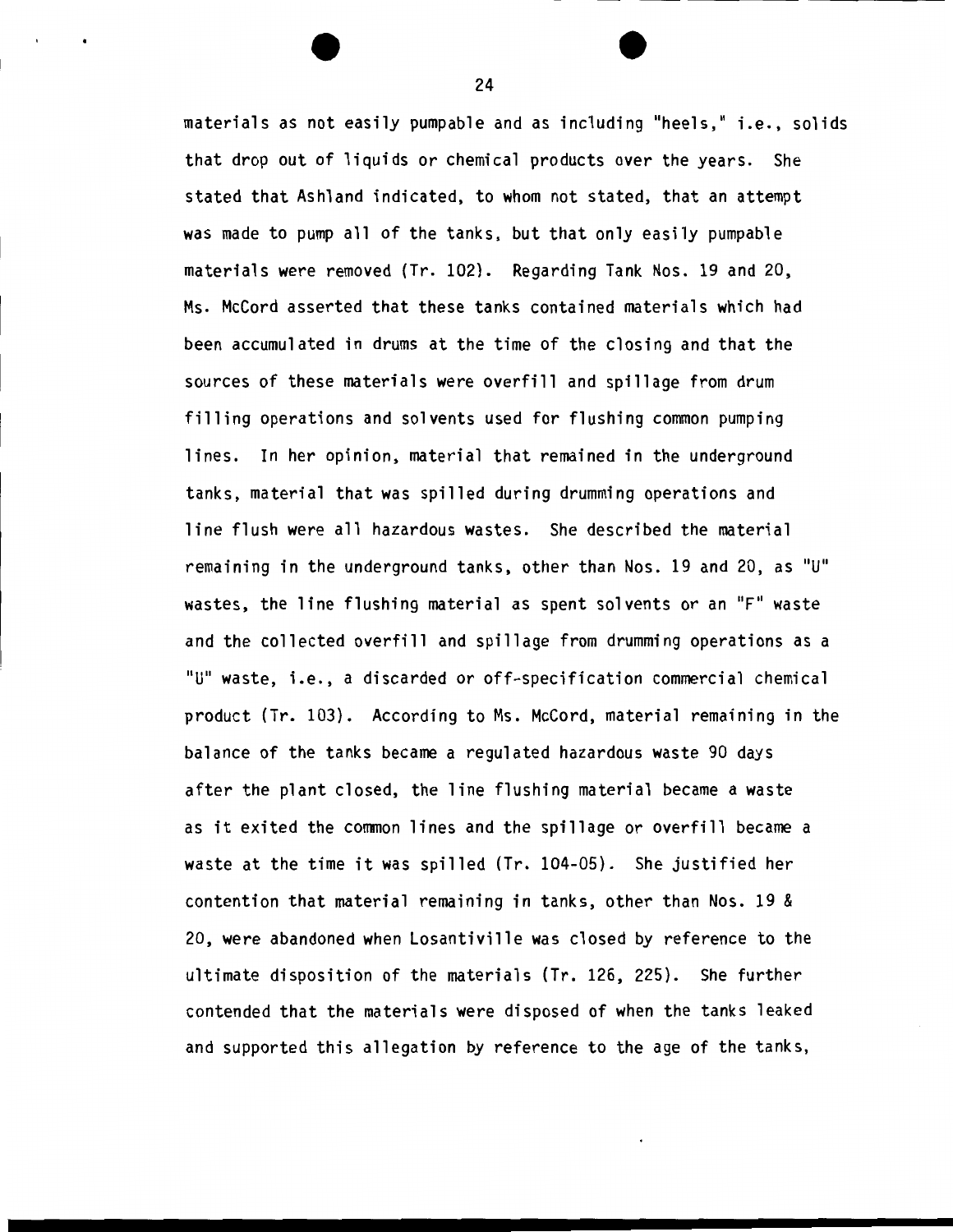materials as not easily pumpable and as including "heels," i.e., solids that drop out of liquids or chemical products over the years. She stated that Ashland indicated, to whom not stated, that an attempt was made to pump all of the tanks, but that only easily pumpable materials were removed (Tr. 102). Regarding Tank Nos. 19 and 20, Ms. McCord asserted that these tanks contained materials which had been accumulated in drums at the time of the closing and that the sources of these materials were overfill and spillage from drum filling operations and solvents used for flushing common pumping lines. In her opinion, material that remained in the underground tanks, material that was spilled during drumming operations and line flush were all hazardous wastes. She described the material remaining in the underground tanks, other than Nos. 19 and 20, as "U" wastes, the line flushing material as spent solvents or an "F" waste and the collected overfill and spillage from drumming operations as a "U" waste, i.e., a discarded or off-specification commercial chemical product (Tr. 103). According to Ms. McCord, material remaining in the balance of the tanks became a regulated hazardous waste 90 days after the plant closed, the line flushing material became a waste as it exited the common lines and the spillage or overfill became a waste at the time it was spilled (Tr. 104-05). She justified her contention that material remaining in tanks, other than Nos. 19 & 20, were abandoned when Losantiville was closed by reference to the ultimate disposition of the materials (Tr. 126, 225). She further contended that the materials were disposed of when the tanks leaked and supported this allegation by reference to the age of the tanks,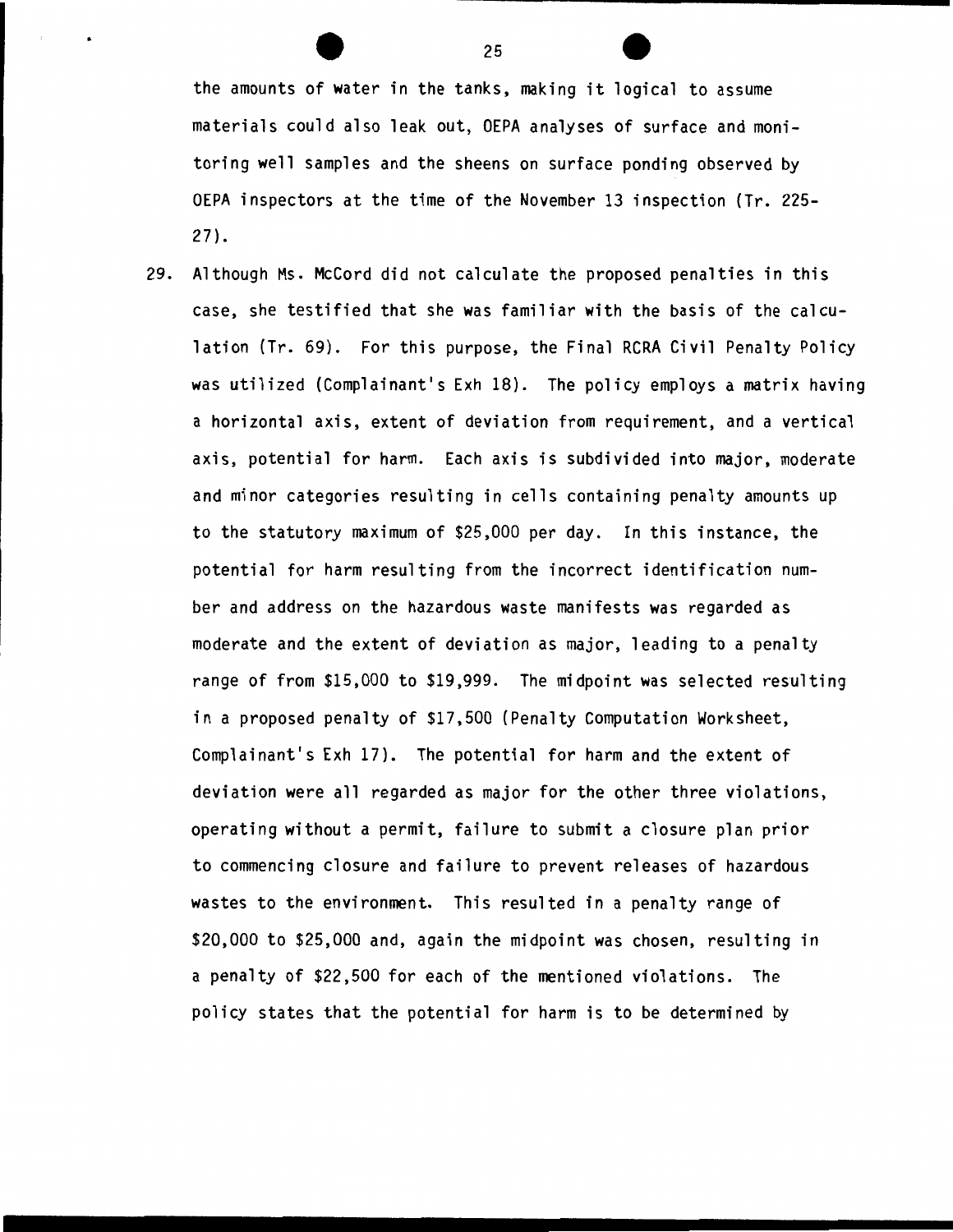the amounts of water in the tanks, making it logical to assume materials could also leak out, OEPA analyses of surface and monitoring well samples and the sheens on surface ponding observed by OEPA inspectors at the time of the November 13 inspection (Tr. 225-27).

29. Although Ms. McCord did not calculate the proposed penalties in this case, she testified that she was familiar with the basis of the calculation (Tr. 69). For this purpose, the Final RCRA Civil Penalty Policy was utilized (Complainant's Exh 18). The policy employs a matrix having a horizontal axis, extent of deviation from requirement, and a vertical axis, potential for harm. Each axis is subdivided into major, moderate and minor categories resulting in cells containing penalty amounts up to the statutory maximum of $25,000 per day. In this instance, the potential for harm resulting from the incorrect identification number and address on the hazardous waste manifests was regarded as moderate and the extent of deviation as major, leading to a penalty range of from $15,000 to $19,999. The midpoint was selected resulting in a proposed penalty of $17,500 (Penalty Computation Worksheet, Complainant's Exh 17). The potential for harm and the extent of deviation were all regarded as major for the other three violations, operating without a permit, failure to submit a closure plan prior to commencing closure and failure to prevent releases of hazardous wastes to the environment. This resulted in a penalty range of $20,000 to $25,000 and, again the midpoint was chosen, resulting in a penalty of $22,500 for each of the mentioned violations. The policy states that the potential for harm is to be determined by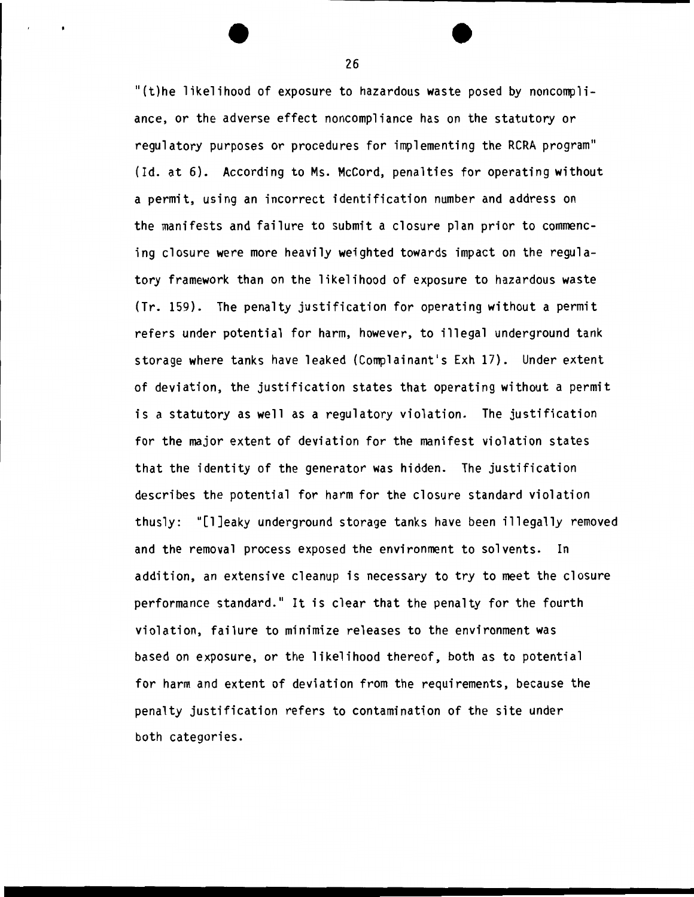"(t)he likelihood of exposure to hazardous waste posed by noncompliance, or the adverse effect noncompliance has on the statutory or regulatory purposes or procedures for implementing the RCRA program" (Id. at 6). According to Ms. McCord, penalties for operating without a permit, using an incorrect identification number and address on the manifests and failure to submit a closure plan prior to commencing closure were more heavily weighted towards impact on the regulatory framework than on the likelihood of exposure to hazardous waste (Tr. 159). The penalty justification for operating without a permit refers under potential for harm, however, to illegal underground tank storage where tanks have leaked (Complainant's Exh 17). Under extent of deviation, the justification states that operating without a permit is a statutory as well as a regulatory violation. The justification for the major extent of deviation for the manifest violation states that the identity of the generator was hidden. The justification describes the potential for harm for the closure standard violation thusly: "[l]eaky underground storage tanks have been illegally removed and the removal process exposed the environment to solvents. In addition, an extensive cleanup is necessary to try to meet the closure performance standard." It is clear that the penalty for the fourth violation, failure to minimize releases to the environment was based on exposure, or the likelihood thereof, both as to potential for harm and extent of deviation from the requirements, because the penalty justification refers to contamination of the site under both categories.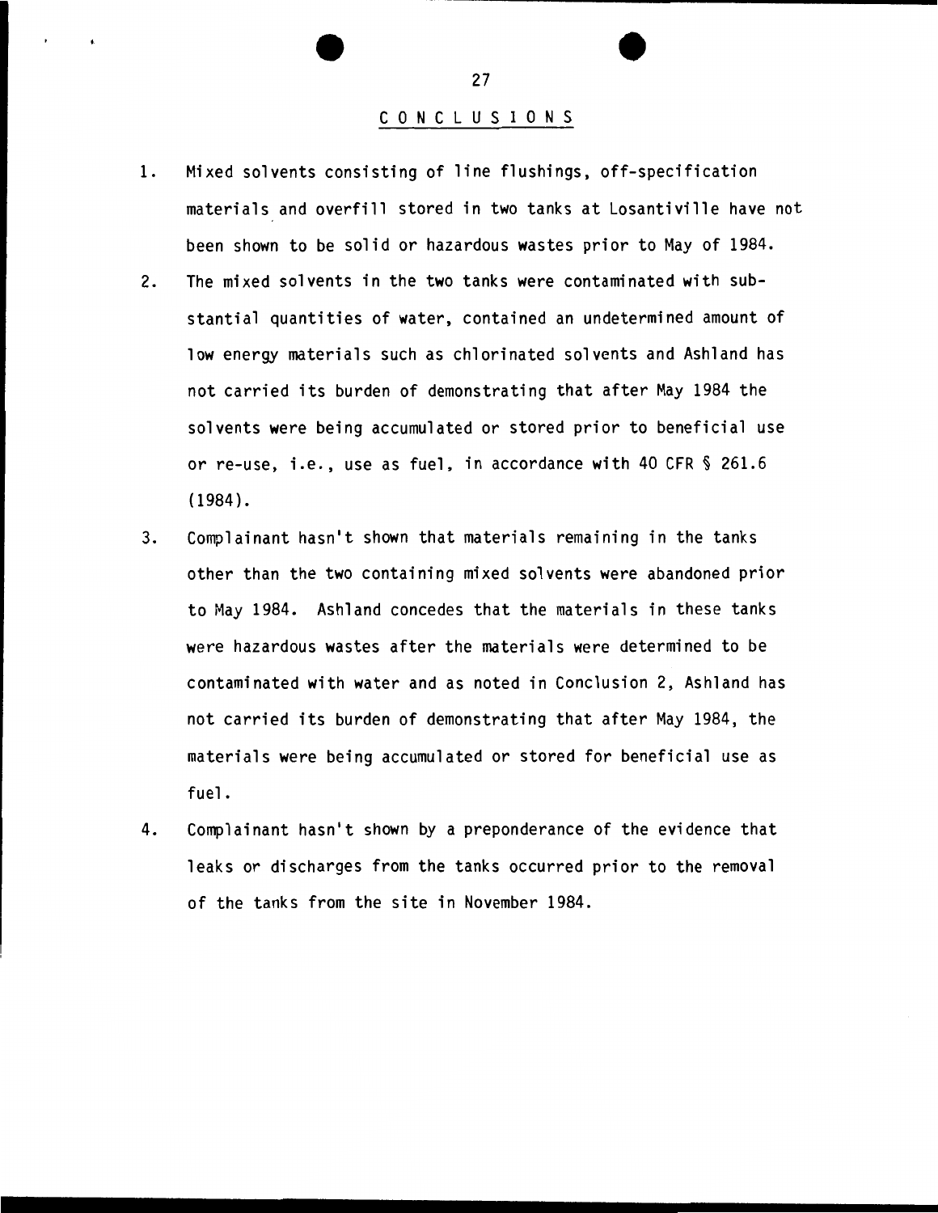## CONCLUSIONS

1. Mixed solvents consisting of line flushings, off-specification materials and overfill stored in two tanks at Losantiville have not been shown to be solid or hazardous wastes prior to May of 1984.

2. The mixed solvents in the two tanks were contaminated with substantial quantities of water, contained an undetermined amount of low energy materials such as chlorinated solvents and Ashland has not carried its burden of demonstrating that after May 1984 the solvents were being accumulated or stored prior to beneficial use or re-use, i.e., use as fuel, in accordance with 40 CFR § 261.6 (1984).

3. Complainant hasn't shown that materials remaining in the tanks other than the two containing mixed solvents were abandoned prior to May 1984. Ashland concedes that the materials in these tanks were hazardous wastes after the materials were determined to be contaminated with water and as noted in Conclusion 2, Ashland has not carried its burden of demonstrating that after May 1984, the materials were being accumulated or stored for beneficial use as fuel.

4. Complainant hasn't shown by a preponderance of the evidence that leaks or discharges from the tanks occurred prior to the removal of the tanks from the site in November 1984.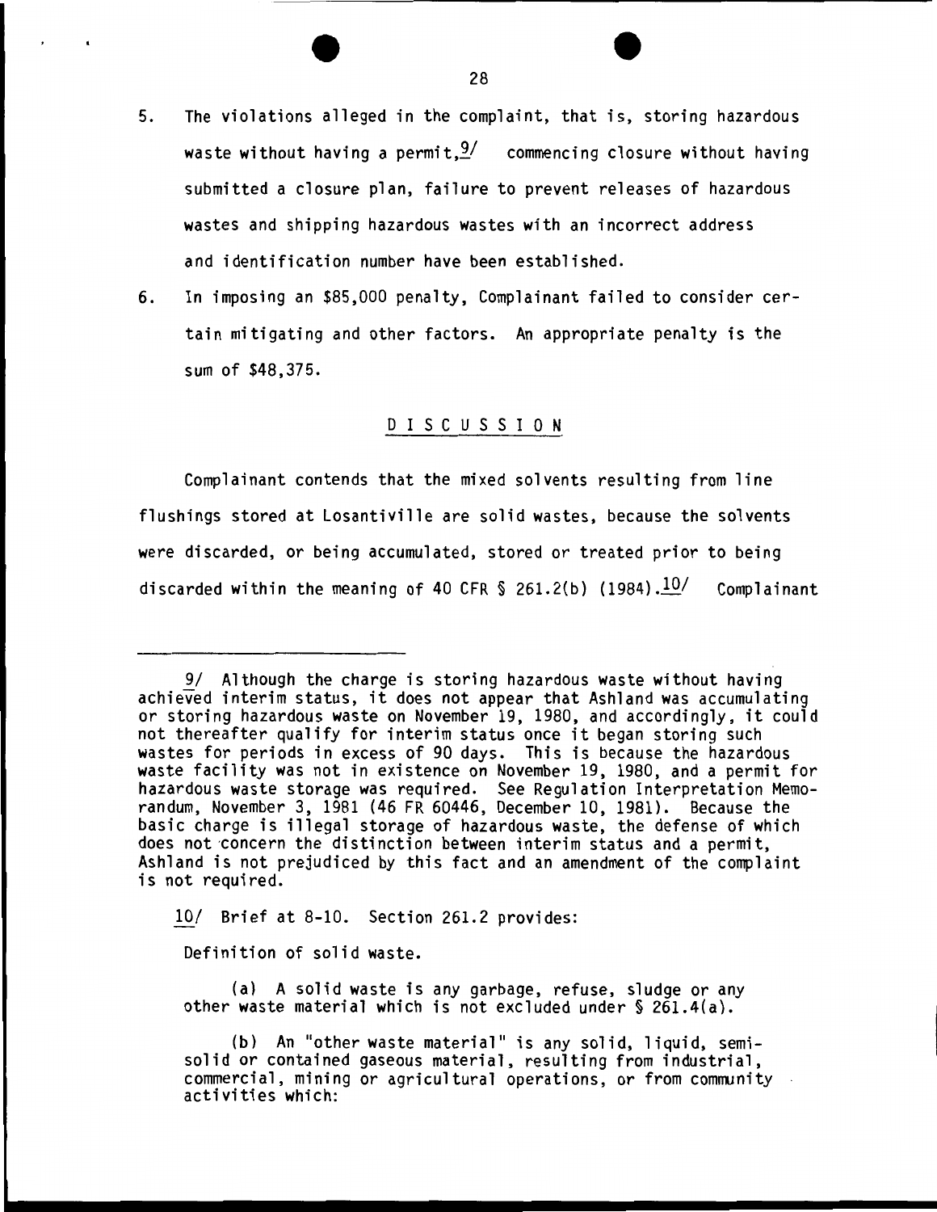5. The violations alleged in the complaint, that is, storing hazardous waste without having a permit,[9/] commencing closure without having submitted a closure plan, failure to prevent releases of hazardous wastes and shipping hazardous wastes with an incorrect address and identification number have been established.

6. In imposing an $85,000 penalty, Complainant failed to consider certain mitigating and other factors. An appropriate penalty is the sum of $48,375.

## D I S C U S S I O N

Complainant contends that the mixed solvents resulting from line flushings stored at Losantiville are solid wastes, because the solvents were discarded, or being accumulated, stored or treated prior to being discarded within the meaning of 40 CFR § 261.2(b) (1984).[10/] Complainant

---

9/ Although the charge is storing hazardous waste without having achieved interim status, it does not appear that Ashland was accumulating or storing hazardous waste on November 19, 1980, and accordingly, it could not thereafter qualify for interim status once it began storing such wastes for periods in excess of 90 days. This is because the hazardous waste facility was not in existence on November 19, 1980, and a permit for hazardous waste storage was required. See Regulation Interpretation Memorandum, November 3, 1981 (46 FR 60446, December 10, 1981). Because the basic charge is illegal storage of hazardous waste, the defense of which does not concern the distinction between interim status and a permit, Ashland is not prejudiced by this fact and an amendment of the complaint is not required.

10/ Brief at 8-10. Section 261.2 provides:

Definition of solid waste.

(a) A solid waste is any garbage, refuse, sludge or any other waste material which is not excluded under § 261.4(a).

(b) An "other waste material" is any solid, liquid, semi-solid or contained gaseous material, resulting from industrial, commercial, mining or agricultural operations, or from community activities which: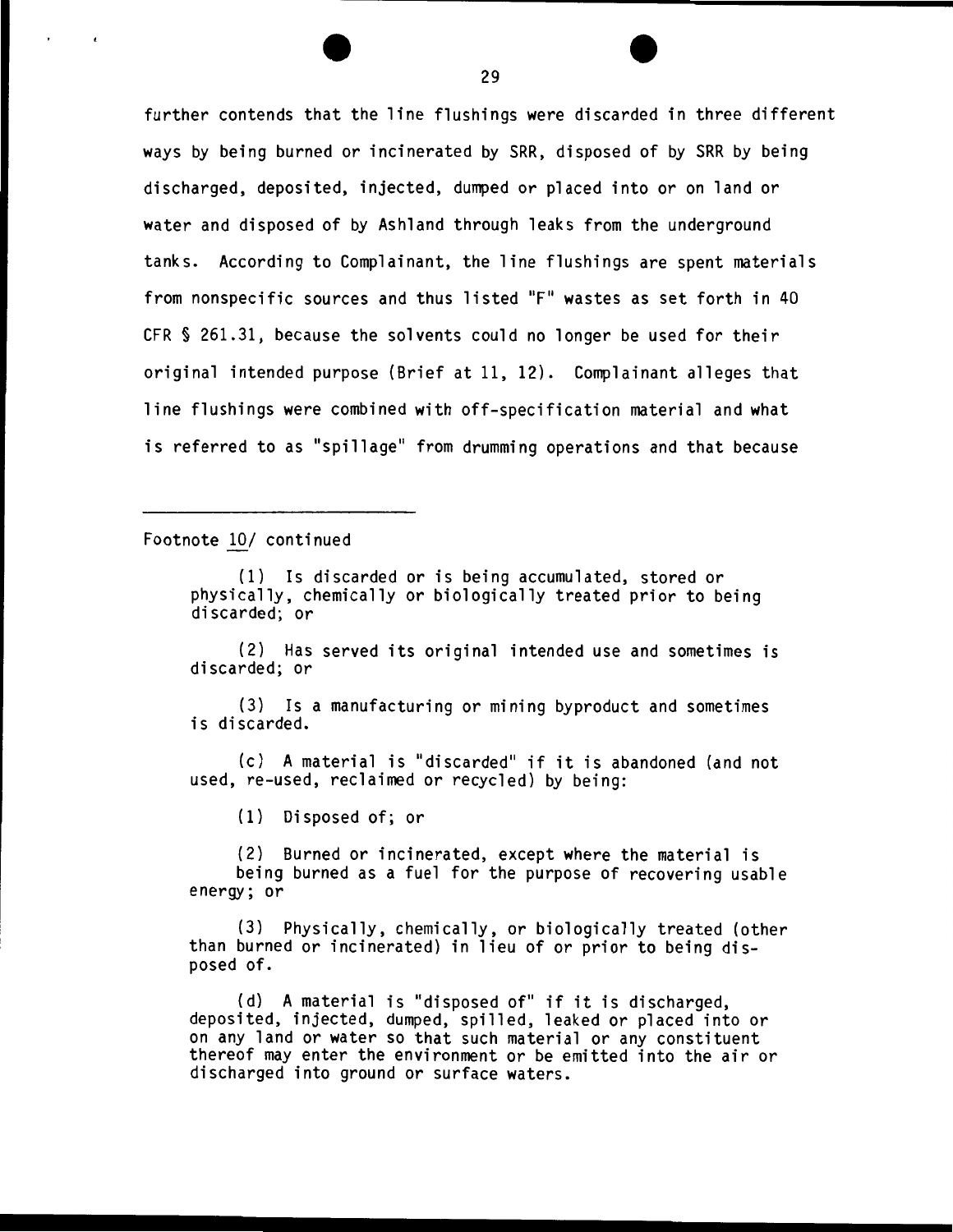further contends that the line flushings were discarded in three different ways by being burned or incinerated by SRR, disposed of by SRR by being discharged, deposited, injected, dumped or placed into or on land or water and disposed of by Ashland through leaks from the underground tanks. According to Complainant, the line flushings are spent materials from nonspecific sources and thus listed "F" wastes as set forth in 40 CFR § 261.31, because the solvents could no longer be used for their original intended purpose (Brief at 11, 12). Complainant alleges that line flushings were combined with off-specification material and what is referred to as "spillage" from drumming operations and that because

---

Footnote 10/ continued

(1) Is discarded or is being accumulated, stored or physically, chemically or biologically treated prior to being discarded; or

(2) Has served its original intended use and sometimes is discarded; or

(3) Is a manufacturing or mining byproduct and sometimes is discarded.

(c) A material is "discarded" if it is abandoned (and not used, re-used, reclaimed or recycled) by being:

(1) Disposed of; or

(2) Burned or incinerated, except where the material is being burned as a fuel for the purpose of recovering usable energy; or

(3) Physically, chemically, or biologically treated (other than burned or incinerated) in lieu of or prior to being disposed of.

(d) A material is "disposed of" if it is discharged, deposited, injected, dumped, spilled, leaked or placed into or on any land or water so that such material or any constituent thereof may enter the environment or be emitted into the air or discharged into ground or surface waters.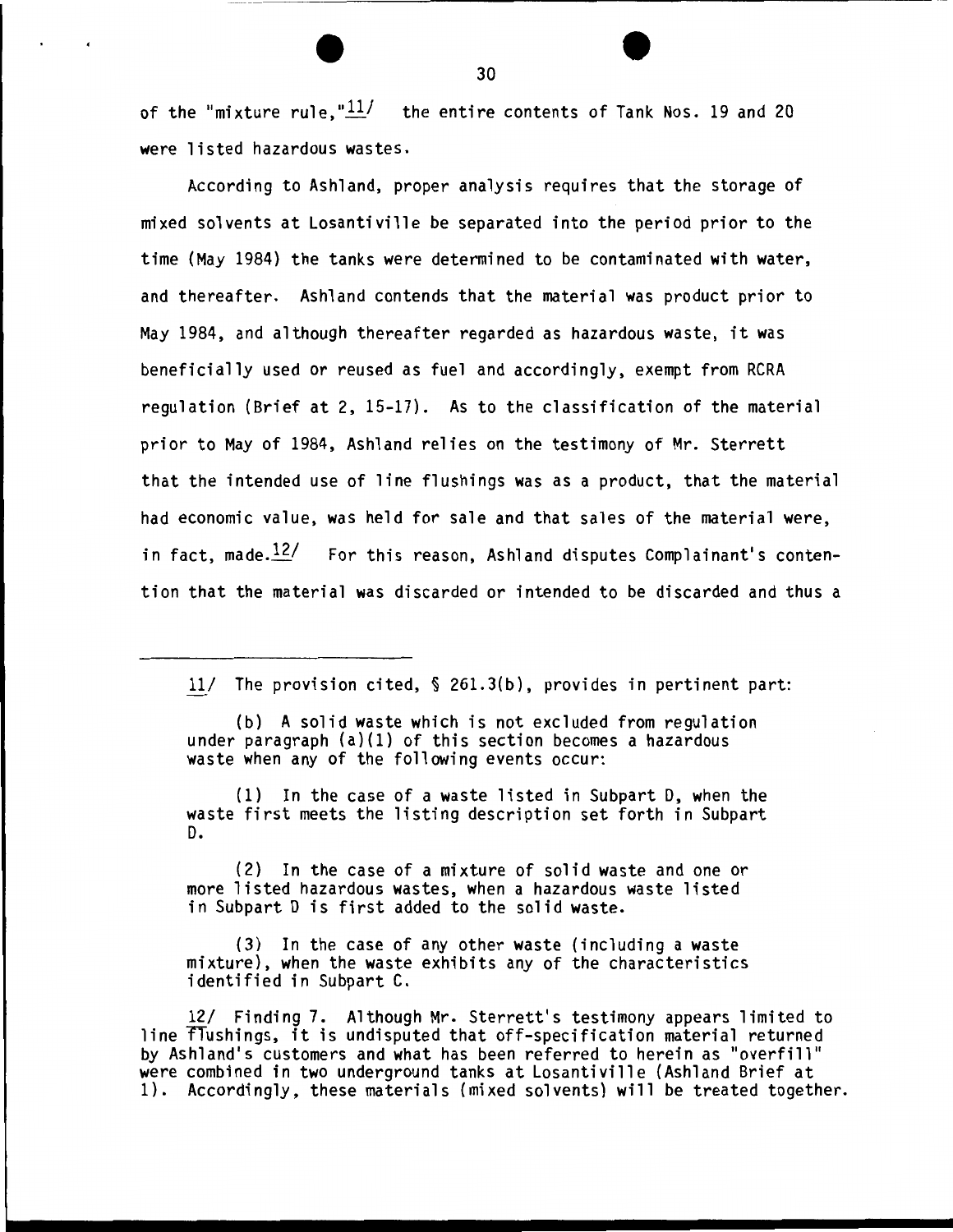of the "mixture rule,"[11] the entire contents of Tank Nos. 19 and 20 were listed hazardous wastes.

According to Ashland, proper analysis requires that the storage of mixed solvents at Losantiville be separated into the period prior to the time (May 1984) the tanks were determined to be contaminated with water, and thereafter. Ashland contends that the material was product prior to May 1984, and although thereafter regarded as hazardous waste, it was beneficially used or reused as fuel and accordingly, exempt from RCRA regulation (Brief at 2, 15-17). As to the classification of the material prior to May of 1984, Ashland relies on the testimony of Mr. Sterrett that the intended use of line flushings was as a product, that the material had economic value, was held for sale and that sales of the material were, in fact, made.[12] For this reason, Ashland disputes Complainant's contention that the material was discarded or intended to be discarded and thus a

---

11/ The provision cited, § 261.3(b), provides in pertinent part:

> (b) A solid waste which is not excluded from regulation under paragraph (a)(1) of this section becomes a hazardous waste when any of the following events occur:
>
> (1) In the case of a waste listed in Subpart D, when the waste first meets the listing description set forth in Subpart D.
>
> (2) In the case of a mixture of solid waste and one or more listed hazardous wastes, when a hazardous waste listed in Subpart D is first added to the solid waste.
>
> (3) In the case of any other waste (including a waste mixture), when the waste exhibits any of the characteristics identified in Subpart C.

12/ Finding 7. Although Mr. Sterrett's testimony appears limited to line flushings, it is undisputed that off-specification material returned by Ashland's customers and what has been referred to herein as "overfill" were combined in two underground tanks at Losantiville (Ashland Brief at 1). Accordingly, these materials (mixed solvents) will be treated together.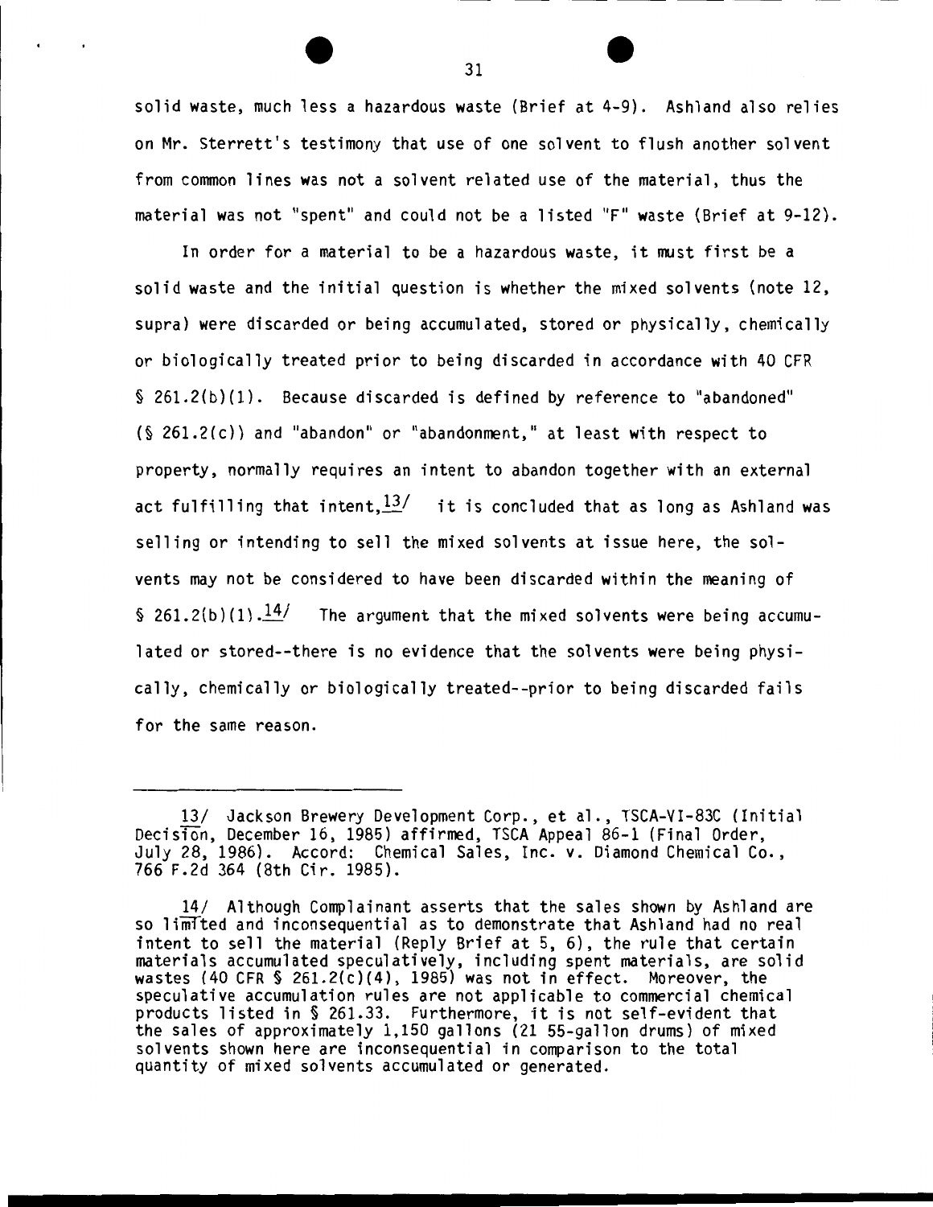solid waste, much less a hazardous waste (Brief at 4-9). Ashland also relies on Mr. Sterrett's testimony that use of one solvent to flush another solvent from common lines was not a solvent related use of the material, thus the material was not "spent" and could not be a listed "F" waste (Brief at 9-12).

In order for a material to be a hazardous waste, it must first be a solid waste and the initial question is whether the mixed solvents (note 12, supra) were discarded or being accumulated, stored or physically, chemically or biologically treated prior to being discarded in accordance with 40 CFR § 261.2(b)(1). Because discarded is defined by reference to "abandoned" (§ 261.2(c)) and "abandon" or "abandonment," at least with respect to property, normally requires an intent to abandon together with an external act fulfilling that intent,[13/] it is concluded that as long as Ashland was selling or intending to sell the mixed solvents at issue here, the solvents may not be considered to have been discarded within the meaning of § 261.2(b)(1).[14/] The argument that the mixed solvents were being accumulated or stored--there is no evidence that the solvents were being physically, chemically or biologically treated--prior to being discarded fails for the same reason.

---

13/ Jackson Brewery Development Corp., et al., TSCA-VI-83C (Initial Decision, December 16, 1985) affirmed, TSCA Appeal 86-1 (Final Order, July 28, 1986). Accord: Chemical Sales, Inc. v. Diamond Chemical Co., 766 F.2d 364 (8th Cir. 1985).

14/ Although Complainant asserts that the sales shown by Ashland are so limited and inconsequential as to demonstrate that Ashland had no real intent to sell the material (Reply Brief at 5, 6), the rule that certain materials accumulated speculatively, including spent materials, are solid wastes (40 CFR § 261.2(c)(4), 1985) was not in effect. Moreover, the speculative accumulation rules are not applicable to commercial chemical products listed in § 261.33. Furthermore, it is not self-evident that the sales of approximately 1,150 gallons (21 55-gallon drums) of mixed solvents shown here are inconsequential in comparison to the total quantity of mixed solvents accumulated or generated.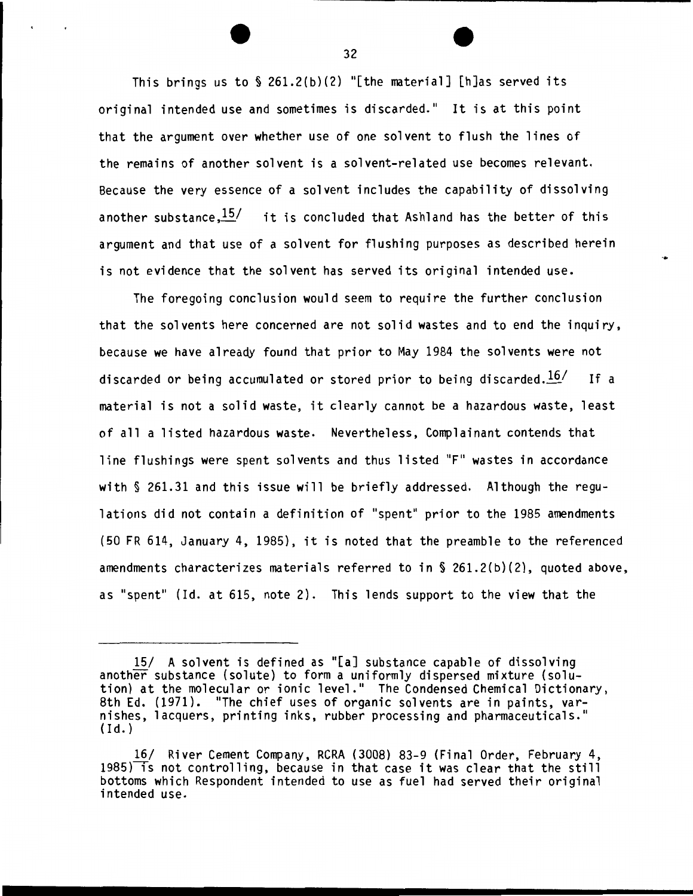This brings us to § 261.2(b)(2) "[the material] [h]as served its original intended use and sometimes is discarded." It is at this point that the argument over whether use of one solvent to flush the lines of the remains of another solvent is a solvent-related use becomes relevant. Because the very essence of a solvent includes the capability of dissolving another substance,[15] it is concluded that Ashland has the better of this argument and that use of a solvent for flushing purposes as described herein is not evidence that the solvent has served its original intended use.

The foregoing conclusion would seem to require the further conclusion that the solvents here concerned are not solid wastes and to end the inquiry, because we have already found that prior to May 1984 the solvents were not discarded or being accumulated or stored prior to being discarded.[16] If a material is not a solid waste, it clearly cannot be a hazardous waste, least of all a listed hazardous waste. Nevertheless, Complainant contends that line flushings were spent solvents and thus listed "F" wastes in accordance with § 261.31 and this issue will be briefly addressed. Although the regulations did not contain a definition of "spent" prior to the 1985 amendments (50 FR 614, January 4, 1985), it is noted that the preamble to the referenced amendments characterizes materials referred to in § 261.2(b)(2), quoted above, as "spent" (Id. at 615, note 2). This lends support to the view that the

---

15/ A solvent is defined as "[a] substance capable of dissolving another substance (solute) to form a uniformly dispersed mixture (solution) at the molecular or ionic level." The Condensed Chemical Dictionary, 8th Ed. (1971). "The chief uses of organic solvents are in paints, varnishes, lacquers, printing inks, rubber processing and pharmaceuticals." (Id.)

16/ River Cement Company, RCRA (3008) 83-9 (Final Order, February 4, 1985) is not controlling, because in that case it was clear that the still bottoms which Respondent intended to use as fuel had served their original intended use.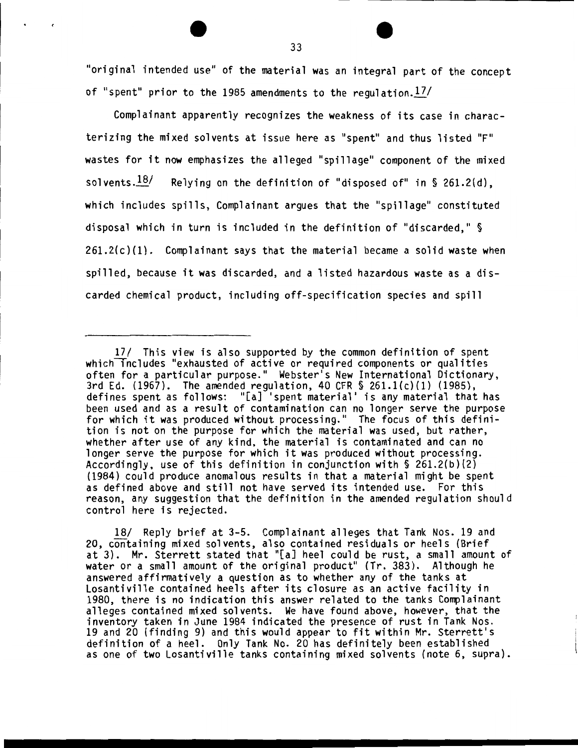"original intended use" of the material was an integral part of the concept of "spent" prior to the 1985 amendments to the regulation.[17/]

Complainant apparently recognizes the weakness of its case in characterizing the mixed solvents at issue here as "spent" and thus listed "F" wastes for it now emphasizes the alleged "spillage" component of the mixed solvents.[18/] Relying on the definition of "disposed of" in § 261.2(d), which includes spills, Complainant argues that the "spillage" constituted disposal which in turn is included in the definition of "discarded," § 261.2(c)(1). Complainant says that the material became a solid waste when spilled, because it was discarded, and a listed hazardous waste as a discarded chemical product, including off-specification species and spill

---

17/ This view is also supported by the common definition of spent which includes "exhausted of active or required components or qualities often for a particular purpose." Webster's New International Dictionary, 3rd Ed. (1967). The amended regulation, 40 CFR § 261.1(c)(1) (1985), defines spent as follows: "[a] 'spent material' is any material that has been used and as a result of contamination can no longer serve the purpose for which it was produced without processing." The focus of this definition is not on the purpose for which the material was used, but rather, whether after use of any kind, the material is contaminated and can no longer serve the purpose for which it was produced without processing. Accordingly, use of this definition in conjunction with § 261.2(b)(2) (1984) could produce anomalous results in that a material might be spent as defined above and still not have served its intended use. For this reason, any suggestion that the definition in the amended regulation should control here is rejected.

18/ Reply brief at 3-5. Complainant alleges that Tank Nos. 19 and 20, containing mixed solvents, also contained residuals or heels (Brief at 3). Mr. Sterrett stated that "[a] heel could be rust, a small amount of water or a small amount of the original product" (Tr. 383). Although he answered affirmatively a question as to whether any of the tanks at Losantiville contained heels after its closure as an active facility in 1980, there is no indication this answer related to the tanks Complainant alleges contained mixed solvents. We have found above, however, that the inventory taken in June 1984 indicated the presence of rust in Tank Nos. 19 and 20 (finding 9) and this would appear to fit within Mr. Sterrett's definition of a heel. Only Tank No. 20 has definitely been established as one of two Losantiville tanks containing mixed solvents (note 6, supra).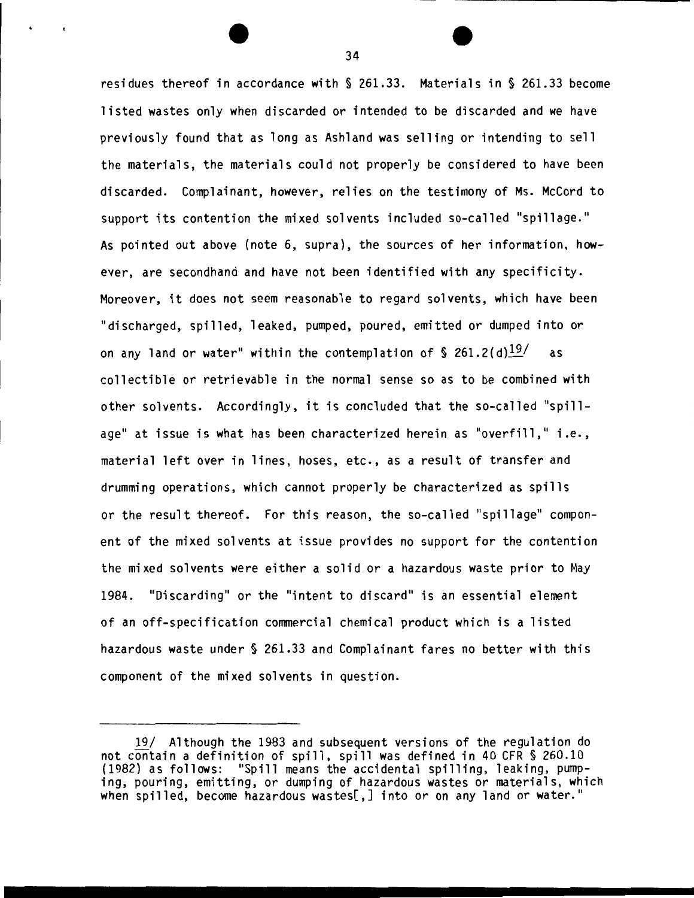residues thereof in accordance with § 261.33. Materials in § 261.33 become listed wastes only when discarded or intended to be discarded and we have previously found that as long as Ashland was selling or intending to sell the materials, the materials could not properly be considered to have been discarded. Complainant, however, relies on the testimony of Ms. McCord to support its contention the mixed solvents included so-called "spillage." As pointed out above (note 6, supra), the sources of her information, however, are secondhand and have not been identified with any specificity. Moreover, it does not seem reasonable to regard solvents, which have been "discharged, spilled, leaked, pumped, poured, emitted or dumped into or on any land or water" within the contemplation of § 261.2(d)[19/] as collectible or retrievable in the normal sense so as to be combined with other solvents. Accordingly, it is concluded that the so-called "spillage" at issue is what has been characterized herein as "overfill," i.e., material left over in lines, hoses, etc., as a result of transfer and drumming operations, which cannot properly be characterized as spills or the result thereof. For this reason, the so-called "spillage" component of the mixed solvents at issue provides no support for the contention the mixed solvents were either a solid or a hazardous waste prior to May 1984. "Discarding" or the "intent to discard" is an essential element of an off-specification commercial chemical product which is a listed hazardous waste under § 261.33 and Complainant fares no better with this component of the mixed solvents in question.

---

19/ Although the 1983 and subsequent versions of the regulation do not contain a definition of spill, spill was defined in 40 CFR § 260.10 (1982) as follows: "Spill means the accidental spilling, leaking, pumping, pouring, emitting, or dumping of hazardous wastes or materials, which when spilled, become hazardous wastes[,] into or on any land or water."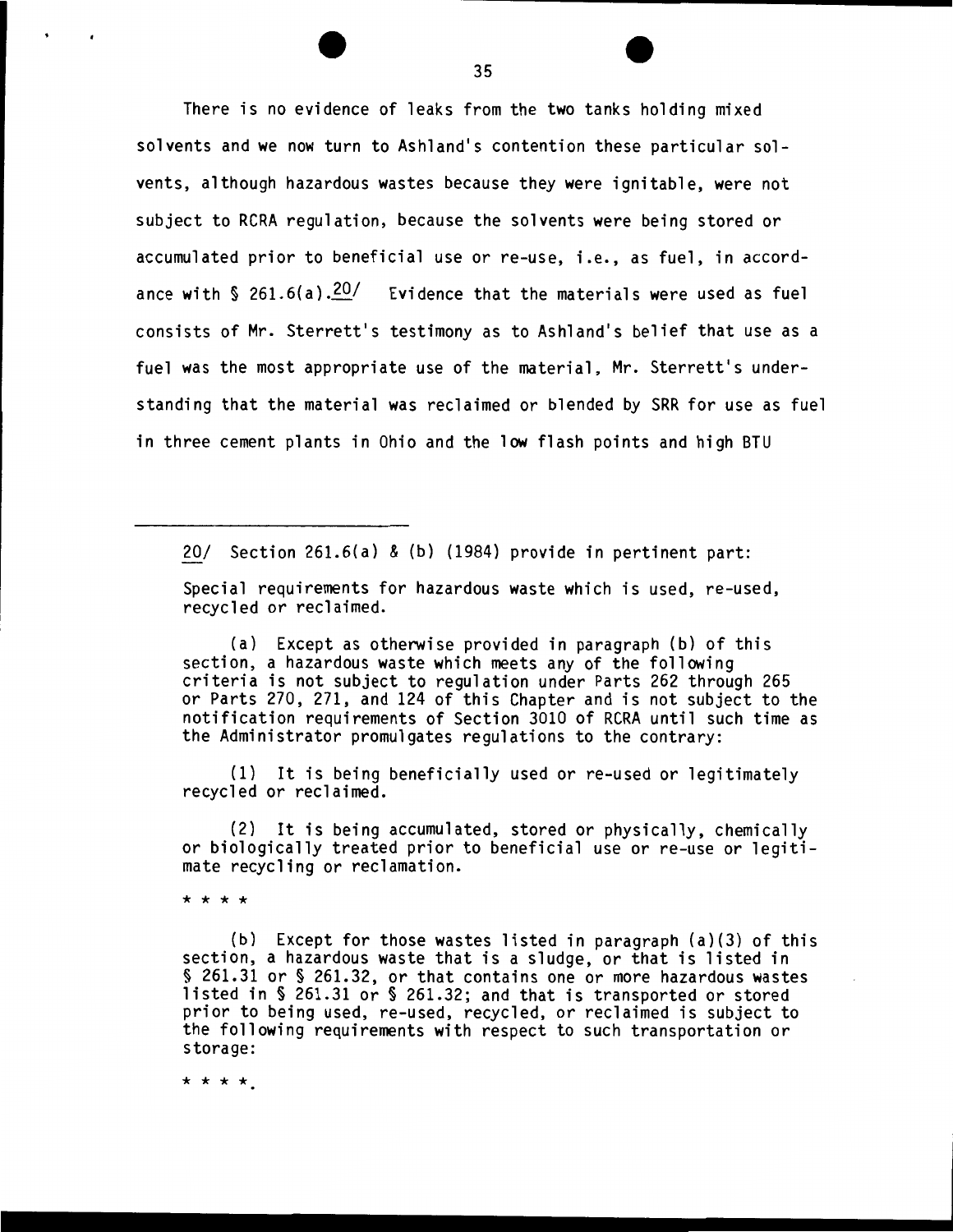There is no evidence of leaks from the two tanks holding mixed solvents and we now turn to Ashland's contention these particular solvents, although hazardous wastes because they were ignitable, were not subject to RCRA regulation, because the solvents were being stored or accumulated prior to beneficial use or re-use, i.e., as fuel, in accordance with § 261.6(a).[20/] Evidence that the materials were used as fuel consists of Mr. Sterrett's testimony as to Ashland's belief that use as a fuel was the most appropriate use of the material, Mr. Sterrett's understanding that the material was reclaimed or blended by SRR for use as fuel in three cement plants in Ohio and the low flash points and high BTU

---

20/ Section 261.6(a) & (b) (1984) provide in pertinent part:

Special requirements for hazardous waste which is used, re-used, recycled or reclaimed.

(a) Except as otherwise provided in paragraph (b) of this section, a hazardous waste which meets any of the following criteria is not subject to regulation under Parts 262 through 265 or Parts 270, 271, and 124 of this Chapter and is not subject to the notification requirements of Section 3010 of RCRA until such time as the Administrator promulgates regulations to the contrary:

(1) It is being beneficially used or re-used or legitimately recycled or reclaimed.

(2) It is being accumulated, stored or physically, chemically or biologically treated prior to beneficial use or re-use or legitimate recycling or reclamation.

* * * *

(b) Except for those wastes listed in paragraph (a)(3) of this section, a hazardous waste that is a sludge, or that is listed in § 261.31 or § 261.32, or that contains one or more hazardous wastes listed in § 261.31 or § 261.32; and that is transported or stored prior to being used, re-used, recycled, or reclaimed is subject to the following requirements with respect to such transportation or storage:

* * * *.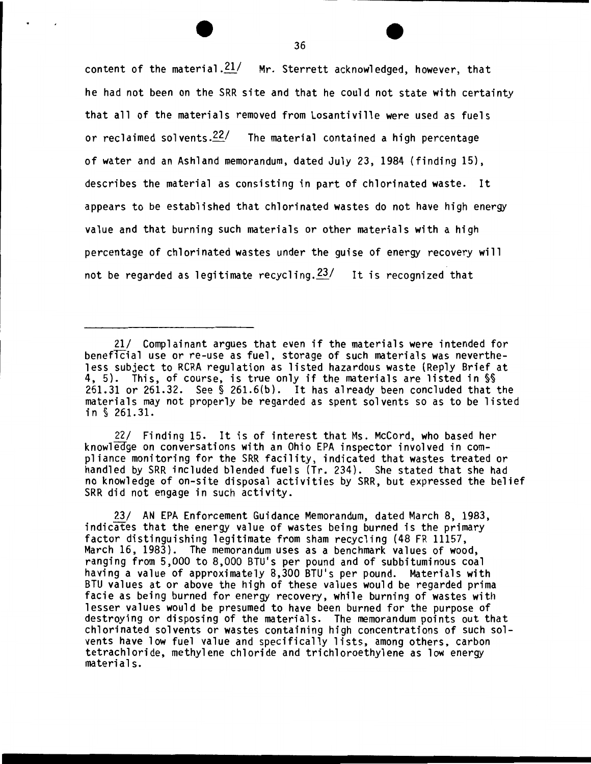content of the material.[21] Mr. Sterrett acknowledged, however, that he had not been on the SRR site and that he could not state with certainty that all of the materials removed from Losantiville were used as fuels or reclaimed solvents.[22] The material contained a high percentage of water and an Ashland memorandum, dated July 23, 1984 (finding 15), describes the material as consisting in part of chlorinated waste. It appears to be established that chlorinated wastes do not have high energy value and that burning such materials or other materials with a high percentage of chlorinated wastes under the guise of energy recovery will not be regarded as legitimate recycling.[23] It is recognized that

---

21/ Complainant argues that even if the materials were intended for beneficial use or re-use as fuel, storage of such materials was nevertheless subject to RCRA regulation as listed hazardous waste (Reply Brief at 4, 5). This, of course, is true only if the materials are listed in §§ 261.31 or 261.32. See § 261.6(b). It has already been concluded that the materials may not properly be regarded as spent solvents so as to be listed in § 261.31.

22/ Finding 15. It is of interest that Ms. McCord, who based her knowledge on conversations with an Ohio EPA inspector involved in compliance monitoring for the SRR facility, indicated that wastes treated or handled by SRR included blended fuels (Tr. 234). She stated that she had no knowledge of on-site disposal activities by SRR, but expressed the belief SRR did not engage in such activity.

23/ AN EPA Enforcement Guidance Memorandum, dated March 8, 1983, indicates that the energy value of wastes being burned is the primary factor distinguishing legitimate from sham recycling (48 FR 11157, March 16, 1983). The memorandum uses as a benchmark values of wood, ranging from 5,000 to 8,000 BTU's per pound and of subbituminous coal having a value of approximately 8,300 BTU's per pound. Materials with BTU values at or above the high of these values would be regarded prima facie as being burned for energy recovery, while burning of wastes with lesser values would be presumed to have been burned for the purpose of destroying or disposing of the materials. The memorandum points out that chlorinated solvents or wastes containing high concentrations of such solvents have low fuel value and specifically lists, among others, carbon tetrachloride, methylene chloride and trichloroethylene as low energy materials.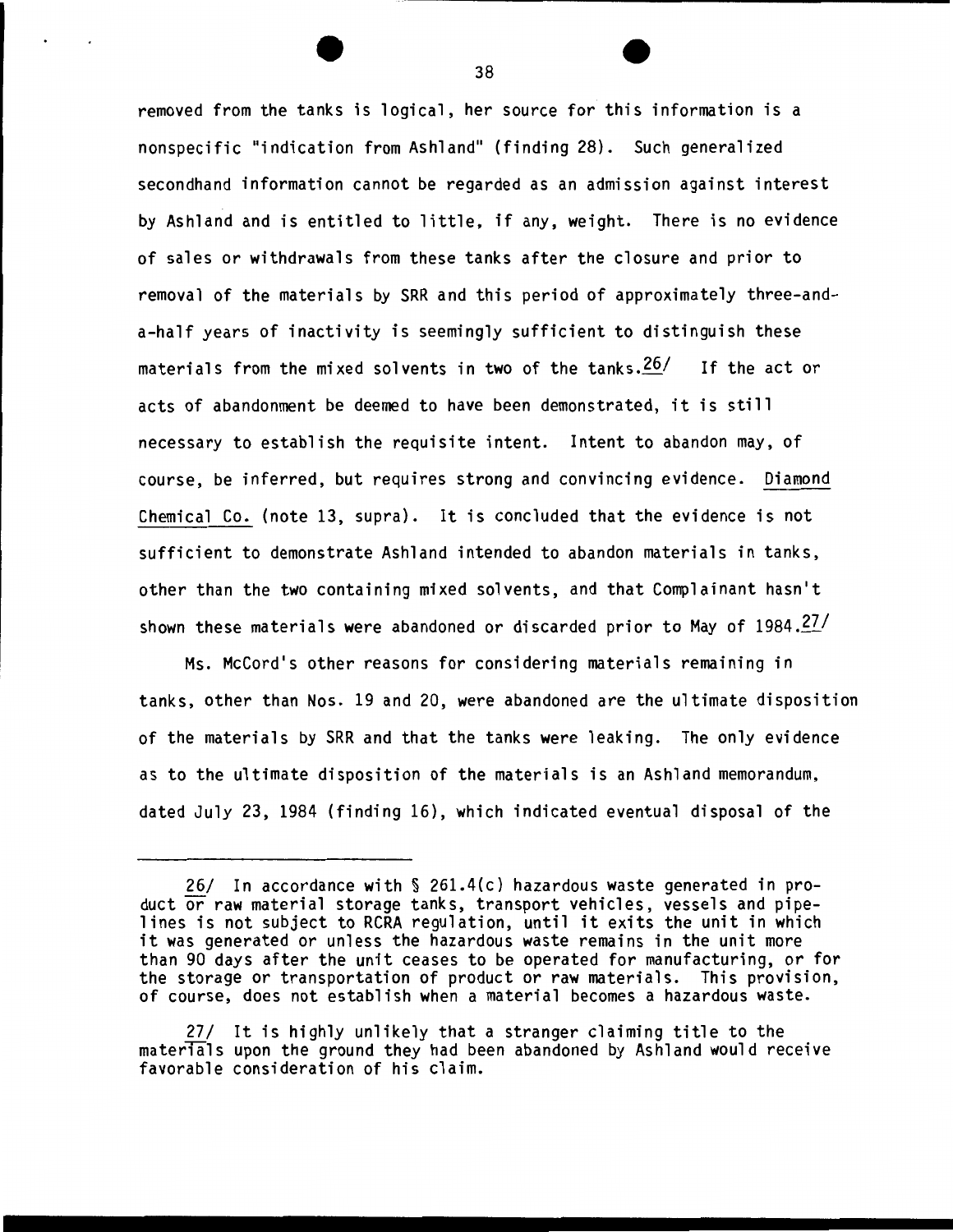removed from the tanks is logical, her source for this information is a nonspecific "indication from Ashland" (finding 28). Such generalized secondhand information cannot be regarded as an admission against interest by Ashland and is entitled to little, if any, weight. There is no evidence of sales or withdrawals from these tanks after the closure and prior to removal of the materials by SRR and this period of approximately three-and-a-half years of inactivity is seemingly sufficient to distinguish these materials from the mixed solvents in two of the tanks.[26/] If the act or acts of abandonment be deemed to have been demonstrated, it is still necessary to establish the requisite intent. Intent to abandon may, of course, be inferred, but requires strong and convincing evidence. Diamond Chemical Co. (note 13, supra). It is concluded that the evidence is not sufficient to demonstrate Ashland intended to abandon materials in tanks, other than the two containing mixed solvents, and that Complainant hasn't shown these materials were abandoned or discarded prior to May of 1984.[27/]

Ms. McCord's other reasons for considering materials remaining in tanks, other than Nos. 19 and 20, were abandoned are the ultimate disposition of the materials by SRR and that the tanks were leaking. The only evidence as to the ultimate disposition of the materials is an Ashland memorandum, dated July 23, 1984 (finding 16), which indicated eventual disposal of the

---

26/ In accordance with § 261.4(c) hazardous waste generated in product or raw material storage tanks, transport vehicles, vessels and pipelines is not subject to RCRA regulation, until it exits the unit in which it was generated or unless the hazardous waste remains in the unit more than 90 days after the unit ceases to be operated for manufacturing, or for the storage or transportation of product or raw materials. This provision, of course, does not establish when a material becomes a hazardous waste.

27/ It is highly unlikely that a stranger claiming title to the materials upon the ground they had been abandoned by Ashland would receive favorable consideration of his claim.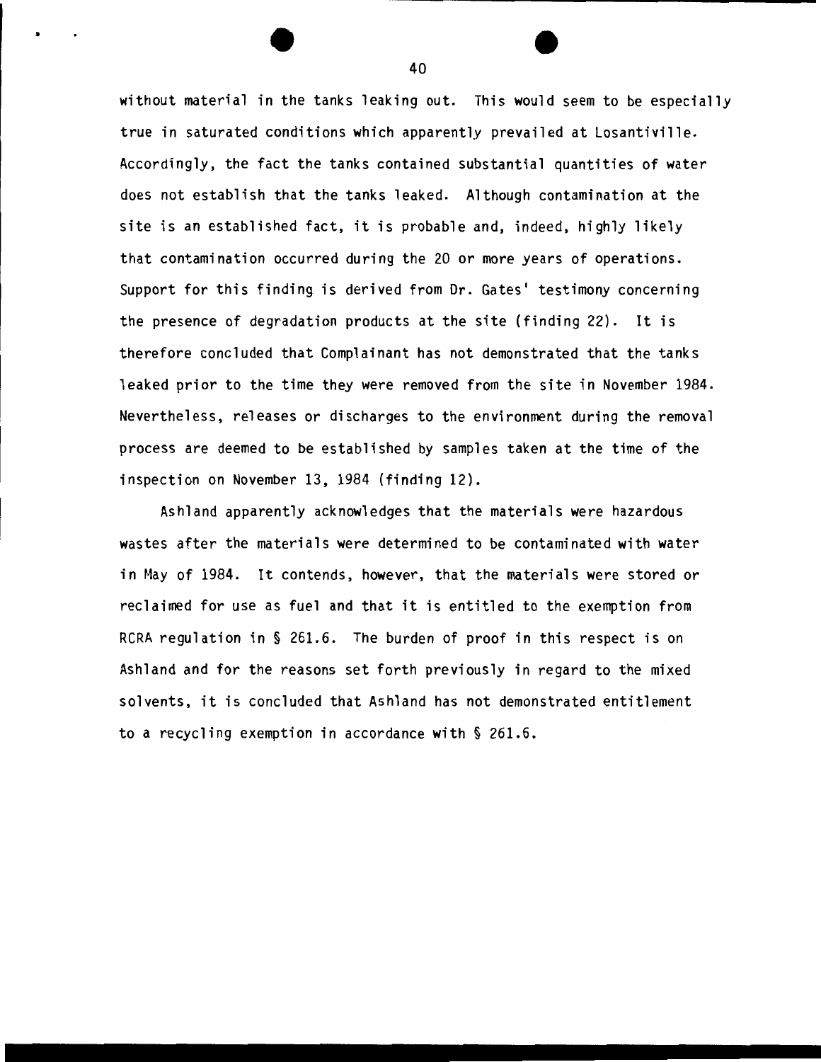without material in the tanks leaking out. This would seem to be especially true in saturated conditions which apparently prevailed at Losantiville. Accordingly, the fact the tanks contained substantial quantities of water does not establish that the tanks leaked. Although contamination at the site is an established fact, it is probable and, indeed, highly likely that contamination occurred during the 20 or more years of operations. Support for this finding is derived from Dr. Gates' testimony concerning the presence of degradation products at the site (finding 22). It is therefore concluded that Complainant has not demonstrated that the tanks leaked prior to the time they were removed from the site in November 1984. Nevertheless, releases or discharges to the environment during the removal process are deemed to be established by samples taken at the time of the inspection on November 13, 1984 (finding 12).

Ashland apparently acknowledges that the materials were hazardous wastes after the materials were determined to be contaminated with water in May of 1984. It contends, however, that the materials were stored or reclaimed for use as fuel and that it is entitled to the exemption from RCRA regulation in § 261.6. The burden of proof in this respect is on Ashland and for the reasons set forth previously in regard to the mixed solvents, it is concluded that Ashland has not demonstrated entitlement to a recycling exemption in accordance with § 261.6.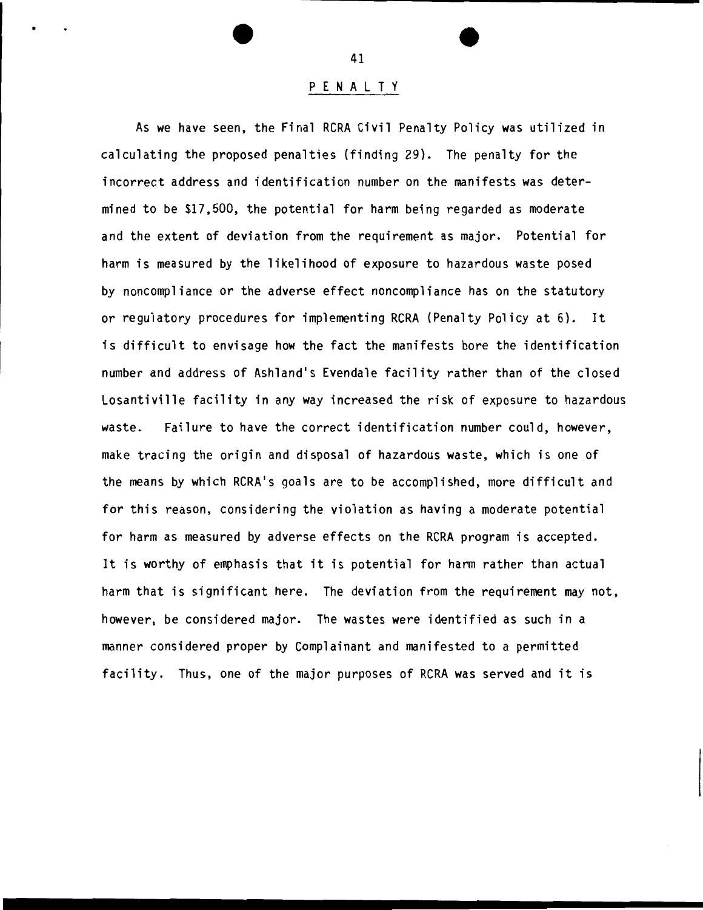## PENALTY

As we have seen, the Final RCRA Civil Penalty Policy was utilized in calculating the proposed penalties (finding 29). The penalty for the incorrect address and identification number on the manifests was determined to be $17,500, the potential for harm being regarded as moderate and the extent of deviation from the requirement as major. Potential for harm is measured by the likelihood of exposure to hazardous waste posed by noncompliance or the adverse effect noncompliance has on the statutory or regulatory procedures for implementing RCRA (Penalty Policy at 6). It is difficult to envisage how the fact the manifests bore the identification number and address of Ashland's Evendale facility rather than of the closed Losantiville facility in any way increased the risk of exposure to hazardous waste. Failure to have the correct identification number could, however, make tracing the origin and disposal of hazardous waste, which is one of the means by which RCRA's goals are to be accomplished, more difficult and for this reason, considering the violation as having a moderate potential for harm as measured by adverse effects on the RCRA program is accepted. It is worthy of emphasis that it is potential for harm rather than actual harm that is significant here. The deviation from the requirement may not, however, be considered major. The wastes were identified as such in a manner considered proper by Complainant and manifested to a permitted facility. Thus, one of the major purposes of RCRA was served and it is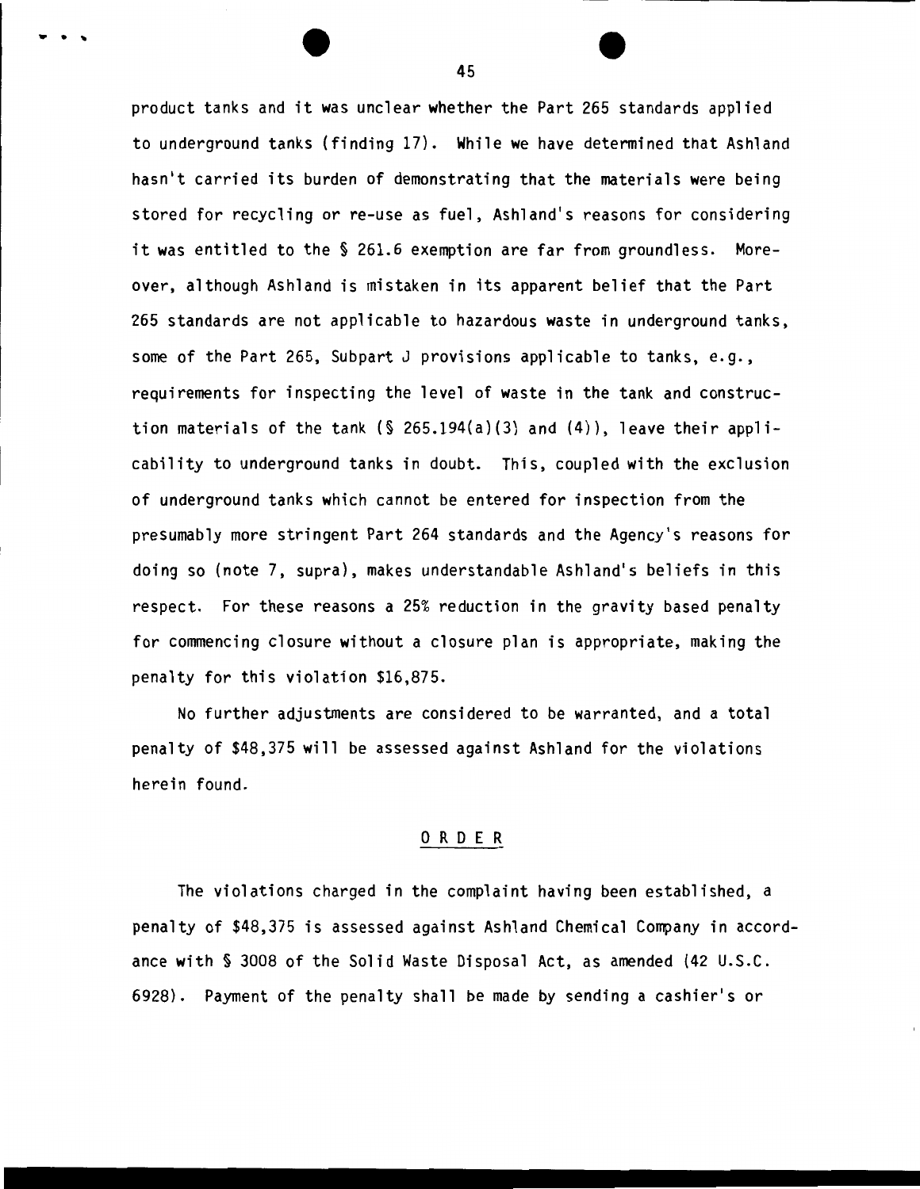product tanks and it was unclear whether the Part 265 standards applied to underground tanks (finding 17). While we have determined that Ashland hasn't carried its burden of demonstrating that the materials were being stored for recycling or re-use as fuel, Ashland's reasons for considering it was entitled to the § 261.6 exemption are far from groundless. Moreover, although Ashland is mistaken in its apparent belief that the Part 265 standards are not applicable to hazardous waste in underground tanks, some of the Part 265, Subpart J provisions applicable to tanks, e.g., requirements for inspecting the level of waste in the tank and construction materials of the tank (§ 265.194(a)(3) and (4)), leave their applicability to underground tanks in doubt. This, coupled with the exclusion of underground tanks which cannot be entered for inspection from the presumably more stringent Part 264 standards and the Agency's reasons for doing so (note 7, supra), makes understandable Ashland's beliefs in this respect. For these reasons a 25% reduction in the gravity based penalty for commencing closure without a closure plan is appropriate, making the penalty for this violation $16,875.

No further adjustments are considered to be warranted, and a total penalty of $48,375 will be assessed against Ashland for the violations herein found.

## ORDER

The violations charged in the complaint having been established, a penalty of $48,375 is assessed against Ashland Chemical Company in accordance with § 3008 of the Solid Waste Disposal Act, as amended (42 U.S.C. 6928). Payment of the penalty shall be made by sending a cashier's or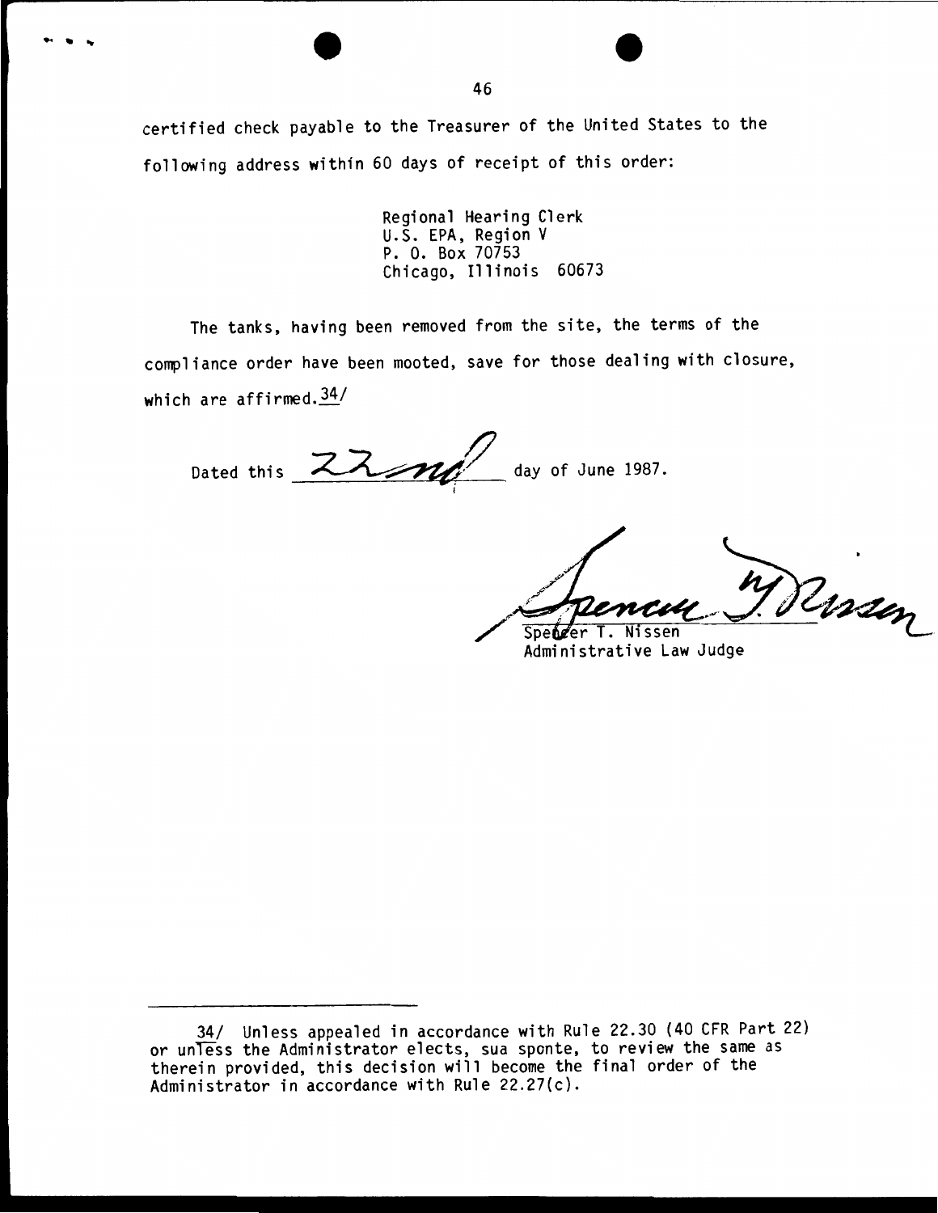certified check payable to the Treasurer of the United States to the following address within 60 days of receipt of this order:

Regional Hearing Clerk
U.S. EPA, Region V
P. O. Box 70753
Chicago, Illinois 60673

The tanks, having been removed from the site, the terms of the compliance order have been mooted, save for those dealing with closure, which are affirmed.[34/]

Dated this 22nd day of June 1987.

Spencer T. Nissen
Administrative Law Judge

---

34/ Unless appealed in accordance with Rule 22.30 (40 CFR Part 22) or unless the Administrator elects, sua sponte, to review the same as therein provided, this decision will become the final order of the Administrator in accordance with Rule 22.27(c).